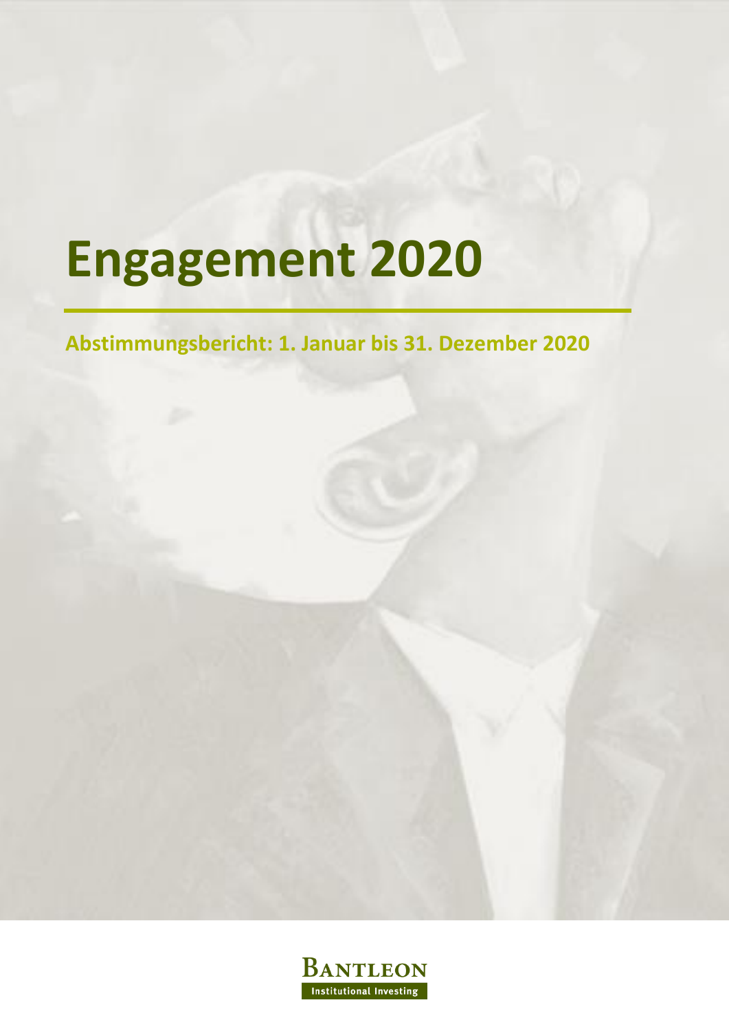# Engagement 2020

## Abstimmungsbericht: 1. Januar bis 31. Dezember 2020

Bantleon

Institutional Investing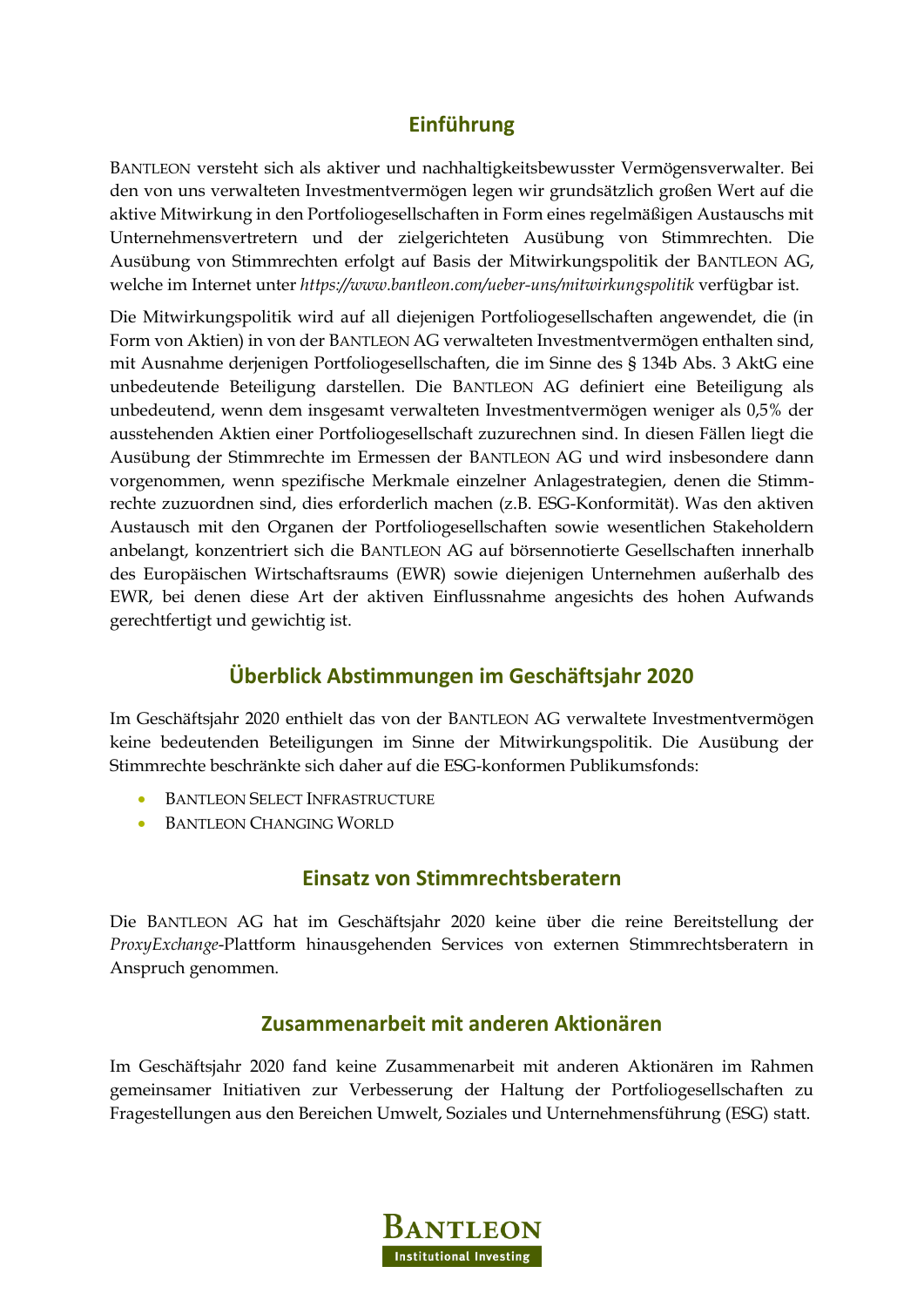## Einführung

Bantleon versteht sich als aktiver und nachhaltigkeitsbewusster Vermögensverwalter. Bei den von uns verwalteten Investmentvermögen legen wir grundsätzlich großen Wert auf die aktive Mitwirkung in den Portfoliogesellschaften in Form eines regelmäßigen Austauschs mit Unternehmensvertretern und der zielgerichteten Ausübung von Stimmrechten. Die Ausübung von Stimmrechten erfolgt auf Basis der Mitwirkungspolitik der Bantleon AG, welche im Internet unter *https://www.bantleon.com/ueber-uns/mitwirkungspolitik* verfügbar ist.

Die Mitwirkungspolitik wird auf all diejenigen Portfoliogesellschaften angewendet, die (in Form von Aktien) in von der Bantleon AG verwalteten Investmentvermögen enthalten sind, mit Ausnahme derjenigen Portfoliogesellschaften, die im Sinne des § 134b Abs. 3 AktG eine unbedeutende Beteiligung darstellen. Die Bantleon AG definiert eine Beteiligung als unbedeutend, wenn dem insgesamt verwalteten Investmentvermögen weniger als 0,5% der ausstehenden Aktien einer Portfoliogesellschaft zuzurechnen sind. In diesen Fällen liegt die Ausübung der Stimmrechte im Ermessen der Bantleon AG und wird insbesondere dann vorgenommen, wenn spezifische Merkmale einzelner Anlagestrategien, denen die Stimmrechte zuzuordnen sind, dies erforderlich machen (z.B. ESG-Konformität). Was den aktiven Austausch mit den Organen der Portfoliogesellschaften sowie wesentlichen Stakeholdern anbelangt, konzentriert sich die Bantleon AG auf börsennotierte Gesellschaften innerhalb des Europäischen Wirtschaftsraums (EWR) sowie diejenigen Unternehmen außerhalb des EWR, bei denen diese Art der aktiven Einflussnahme angesichts des hohen Aufwands gerechtfertigt und gewichtig ist.

## Überblick Abstimmungen im Geschäftsjahr 2020

Im Geschäftsjahr 2020 enthielt das von der Bantleon AG verwaltete Investmentvermögen keine bedeutenden Beteiligungen im Sinne der Mitwirkungspolitik. Die Ausübung der Stimmrechte beschränkte sich daher auf die ESG-konformen Publikumsfonds:

- Bantleon Select Infrastructure
- Bantleon Changing World

## Einsatz von Stimmrechtsberatern

Die Bantleon AG hat im Geschäftsjahr 2020 keine über die reine Bereitstellung der *ProxyExchange*-Plattform hinausgehenden Services von externen Stimmrechtsberatern in Anspruch genommen.

## Zusammenarbeit mit anderen Aktionären

Im Geschäftsjahr 2020 fand keine Zusammenarbeit mit anderen Aktionären im Rahmen gemeinsamer Initiativen zur Verbesserung der Haltung der Portfoliogesellschaften zu Fragestellungen aus den Bereichen Umwelt, Soziales und Unternehmensführung (ESG) statt.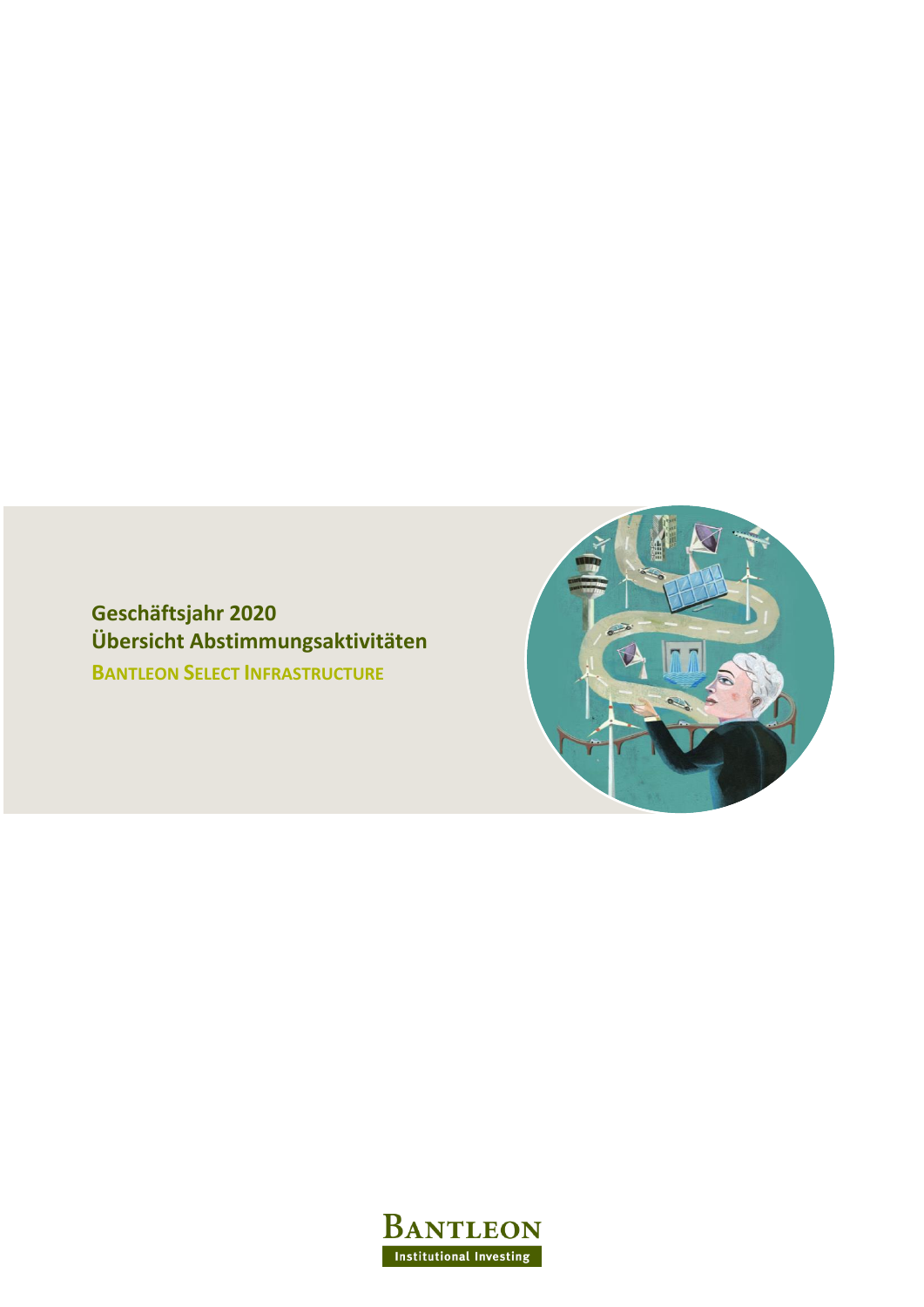# Geschäftsjahr 2020
# Übersicht Abstimmungsaktivitäten

**BANTLEON SELECT INFRASTRUCTURE**

BANTLEON
Institutional Investing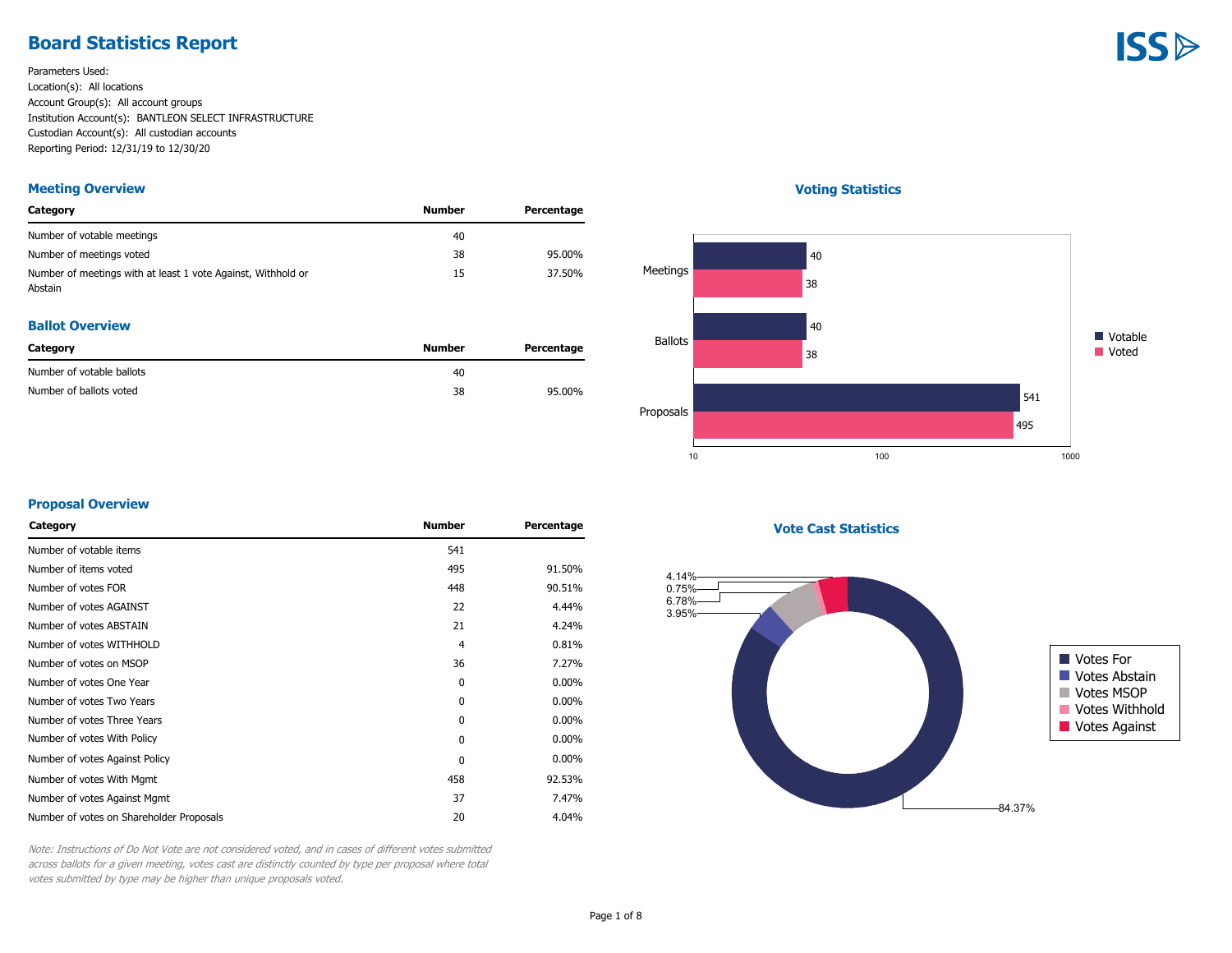# Board Statistics Report

Parameters Used:
Location(s): All locations
Account Group(s): All account groups
Institution Account(s): BANTLEON SELECT INFRASTRUCTURE
Custodian Account(s): All custodian accounts
Reporting Period: 12/31/19 to 12/30/20

## Meeting Overview

| Category | Number | Percentage |
|---|---|---|
| Number of votable meetings | 40 | |
| Number of meetings voted | 38 | 95.00% |
| Number of meetings with at least 1 vote Against, Withhold or Abstain | 15 | 37.50% |

## Ballot Overview

| Category | Number | Percentage |
|---|---|---|
| Number of votable ballots | 40 | |
| Number of ballots voted | 38 | 95.00% |

## Voting Statistics

| | Votable | Voted |
|---|---|---|
| Meetings | 40 | 38 |
| Ballots | 40 | 38 |
| Proposals | 541 | 495 |

## Proposal Overview

| Category | Number | Percentage |
|---|---|---|
| Number of votable items | 541 | |
| Number of items voted | 495 | 91.50% |
| Number of votes FOR | 448 | 90.51% |
| Number of votes AGAINST | 22 | 4.44% |
| Number of votes ABSTAIN | 21 | 4.24% |
| Number of votes WITHHOLD | 4 | 0.81% |
| Number of votes on MSOP | 36 | 7.27% |
| Number of votes One Year | 0 | 0.00% |
| Number of votes Two Years | 0 | 0.00% |
| Number of votes Three Years | 0 | 0.00% |
| Number of votes With Policy | 0 | 0.00% |
| Number of votes Against Policy | 0 | 0.00% |
| Number of votes With Mgmt | 458 | 92.53% |
| Number of votes Against Mgmt | 37 | 7.47% |
| Number of votes on Shareholder Proposals | 20 | 4.04% |

## Vote Cast Statistics

| Category | Percentage |
|---|---|
| Votes For | 84.37% |
| Votes Abstain | 3.95% |
| Votes MSOP | 6.78% |
| Votes Withhold | 0.75% |
| Votes Against | 4.14% |

*Note: Instructions of Do Not Vote are not considered voted, and in cases of different votes submitted across ballots for a given meeting, votes cast are distinctly counted by type per proposal where total votes submitted by type may be higher than unique proposals voted.*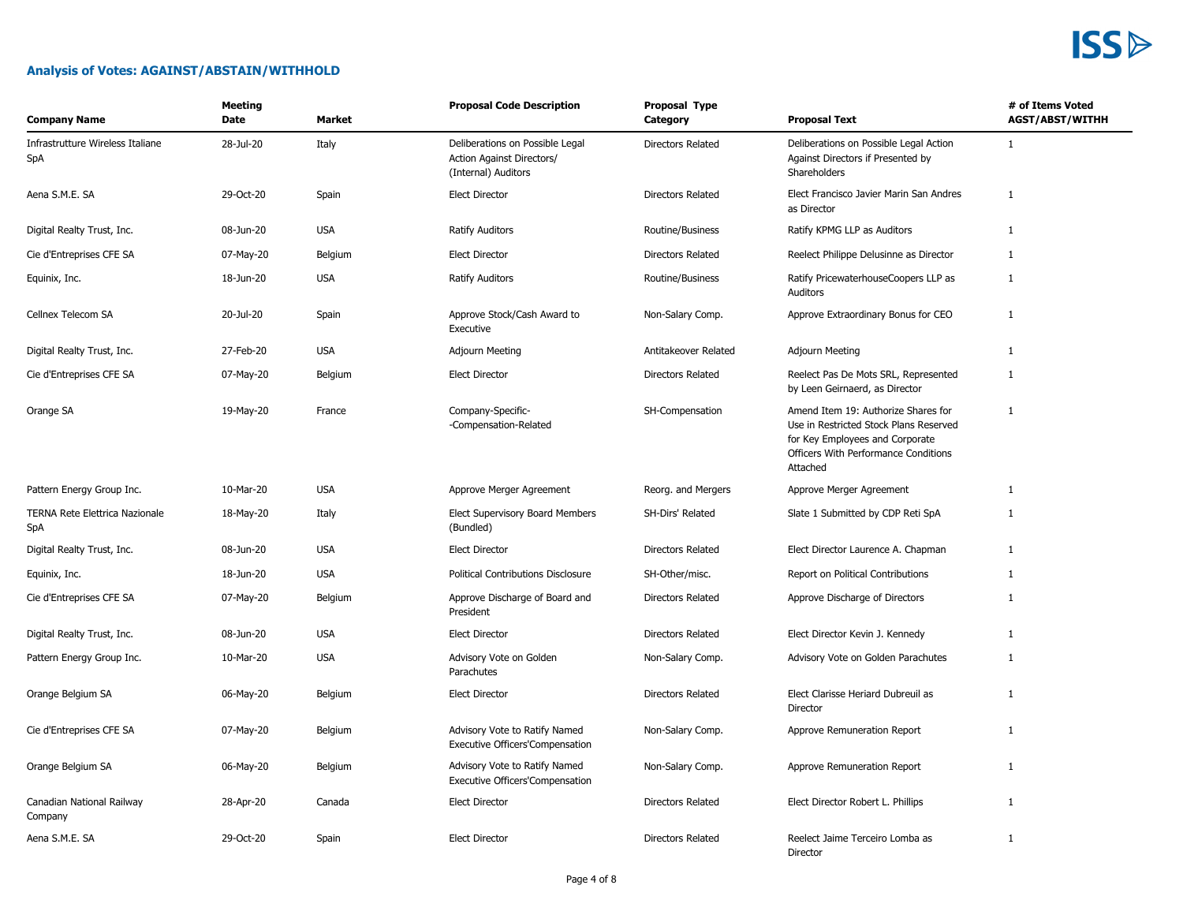## Analysis of Votes: AGAINST/ABSTAIN/WITHHOLD

| Company Name | Meeting Date | Market | Proposal Code Description | Proposal Type Category | Proposal Text | # of Items Voted AGST/ABST/WITHH |
|---|---|---|---|---|---|---|
| Infrastrutture Wireless Italiane SpA | 28-Jul-20 | Italy | Deliberations on Possible Legal Action Against Directors/ (Internal) Auditors | Directors Related | Deliberations on Possible Legal Action Against Directors if Presented by Shareholders | 1 |
| Aena S.M.E. SA | 29-Oct-20 | Spain | Elect Director | Directors Related | Elect Francisco Javier Marin San Andres as Director | 1 |
| Digital Realty Trust, Inc. | 08-Jun-20 | USA | Ratify Auditors | Routine/Business | Ratify KPMG LLP as Auditors | 1 |
| Cie d'Entreprises CFE SA | 07-May-20 | Belgium | Elect Director | Directors Related | Reelect Philippe Delusinne as Director | 1 |
| Equinix, Inc. | 18-Jun-20 | USA | Ratify Auditors | Routine/Business | Ratify PricewaterhouseCoopers LLP as Auditors | 1 |
| Cellnex Telecom SA | 20-Jul-20 | Spain | Approve Stock/Cash Award to Executive | Non-Salary Comp. | Approve Extraordinary Bonus for CEO | 1 |
| Digital Realty Trust, Inc. | 27-Feb-20 | USA | Adjourn Meeting | Antitakeover Related | Adjourn Meeting | 1 |
| Cie d'Entreprises CFE SA | 07-May-20 | Belgium | Elect Director | Directors Related | Reelect Pas De Mots SRL, Represented by Leen Geirnaerd, as Director | 1 |
| Orange SA | 19-May-20 | France | Company-Specific--Compensation-Related | SH-Compensation | Amend Item 19: Authorize Shares for Use in Restricted Stock Plans Reserved for Key Employees and Corporate Officers With Performance Conditions Attached | 1 |
| Pattern Energy Group Inc. | 10-Mar-20 | USA | Approve Merger Agreement | Reorg. and Mergers | Approve Merger Agreement | 1 |
| TERNA Rete Elettrica Nazionale SpA | 18-May-20 | Italy | Elect Supervisory Board Members (Bundled) | SH-Dirs' Related | Slate 1 Submitted by CDP Reti SpA | 1 |
| Digital Realty Trust, Inc. | 08-Jun-20 | USA | Elect Director | Directors Related | Elect Director Laurence A. Chapman | 1 |
| Equinix, Inc. | 18-Jun-20 | USA | Political Contributions Disclosure | SH-Other/misc. | Report on Political Contributions | 1 |
| Cie d'Entreprises CFE SA | 07-May-20 | Belgium | Approve Discharge of Board and President | Directors Related | Approve Discharge of Directors | 1 |
| Digital Realty Trust, Inc. | 08-Jun-20 | USA | Elect Director | Directors Related | Elect Director Kevin J. Kennedy | 1 |
| Pattern Energy Group Inc. | 10-Mar-20 | USA | Advisory Vote on Golden Parachutes | Non-Salary Comp. | Advisory Vote on Golden Parachutes | 1 |
| Orange Belgium SA | 06-May-20 | Belgium | Elect Director | Directors Related | Elect Clarisse Heriard Dubreuil as Director | 1 |
| Cie d'Entreprises CFE SA | 07-May-20 | Belgium | Advisory Vote to Ratify Named Executive Officers'Compensation | Non-Salary Comp. | Approve Remuneration Report | 1 |
| Orange Belgium SA | 06-May-20 | Belgium | Advisory Vote to Ratify Named Executive Officers'Compensation | Non-Salary Comp. | Approve Remuneration Report | 1 |
| Canadian National Railway Company | 28-Apr-20 | Canada | Elect Director | Directors Related | Elect Director Robert L. Phillips | 1 |
| Aena S.M.E. SA | 29-Oct-20 | Spain | Elect Director | Directors Related | Reelect Jaime Terceiro Lomba as Director | 1 |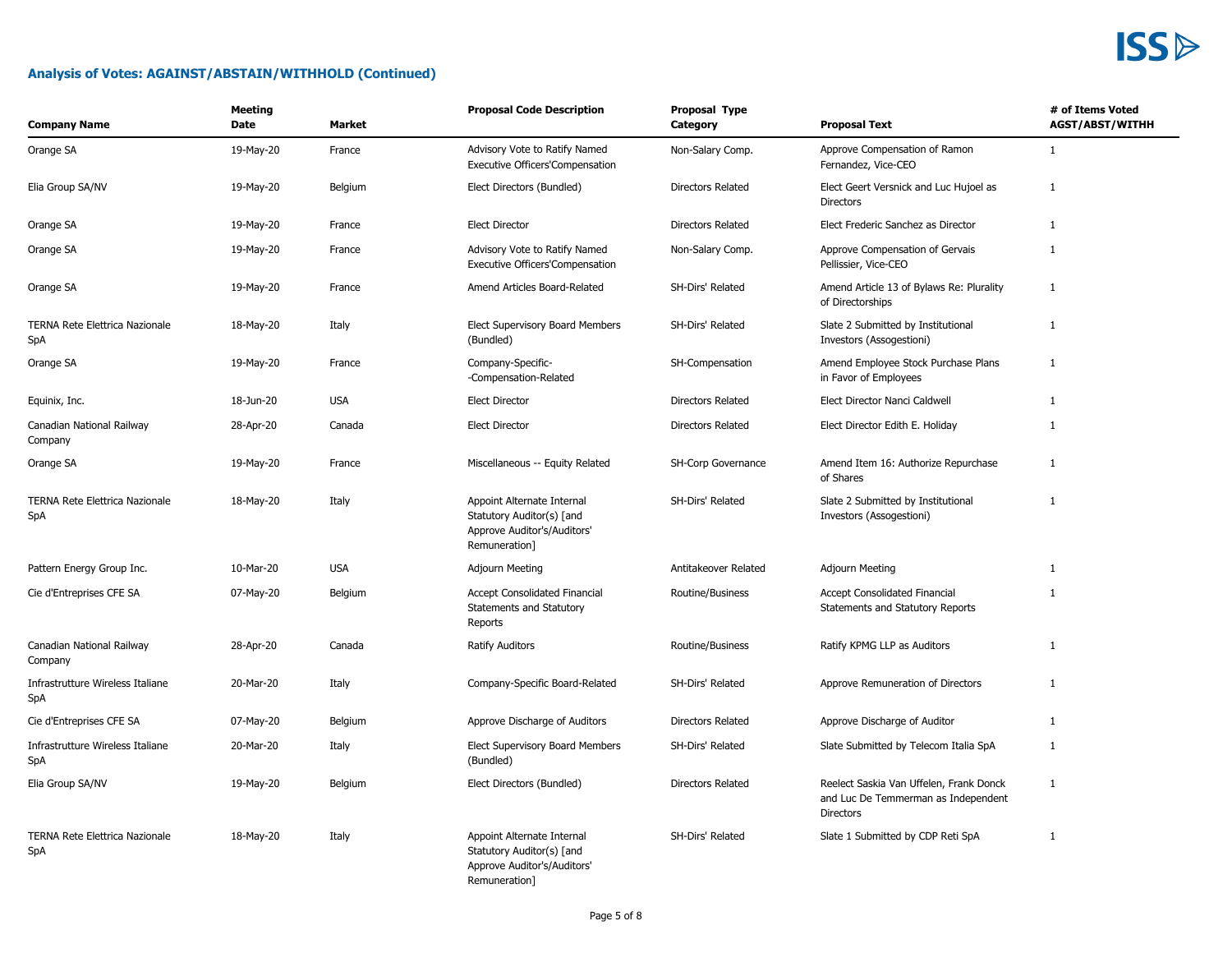## Analysis of Votes: AGAINST/ABSTAIN/WITHHOLD (Continued)

| Company Name | Meeting Date | Market | Proposal Code Description | Proposal Type Category | Proposal Text | # of Items Voted AGST/ABST/WITHH |
|---|---|---|---|---|---|---|
| Orange SA | 19-May-20 | France | Advisory Vote to Ratify Named Executive Officers'Compensation | Non-Salary Comp. | Approve Compensation of Ramon Fernandez, Vice-CEO | 1 |
| Elia Group SA/NV | 19-May-20 | Belgium | Elect Directors (Bundled) | Directors Related | Elect Geert Versnick and Luc Hujoel as Directors | 1 |
| Orange SA | 19-May-20 | France | Elect Director | Directors Related | Elect Frederic Sanchez as Director | 1 |
| Orange SA | 19-May-20 | France | Advisory Vote to Ratify Named Executive Officers'Compensation | Non-Salary Comp. | Approve Compensation of Gervais Pellissier, Vice-CEO | 1 |
| Orange SA | 19-May-20 | France | Amend Articles Board-Related | SH-Dirs' Related | Amend Article 13 of Bylaws Re: Plurality of Directorships | 1 |
| TERNA Rete Elettrica Nazionale SpA | 18-May-20 | Italy | Elect Supervisory Board Members (Bundled) | SH-Dirs' Related | Slate 2 Submitted by Institutional Investors (Assogestioni) | 1 |
| Orange SA | 19-May-20 | France | Company-Specific- -Compensation-Related | SH-Compensation | Amend Employee Stock Purchase Plans in Favor of Employees | 1 |
| Equinix, Inc. | 18-Jun-20 | USA | Elect Director | Directors Related | Elect Director Nanci Caldwell | 1 |
| Canadian National Railway Company | 28-Apr-20 | Canada | Elect Director | Directors Related | Elect Director Edith E. Holiday | 1 |
| Orange SA | 19-May-20 | France | Miscellaneous -- Equity Related | SH-Corp Governance | Amend Item 16: Authorize Repurchase of Shares | 1 |
| TERNA Rete Elettrica Nazionale SpA | 18-May-20 | Italy | Appoint Alternate Internal Statutory Auditor(s) [and Approve Auditor's/Auditors' Remuneration] | SH-Dirs' Related | Slate 2 Submitted by Institutional Investors (Assogestioni) | 1 |
| Pattern Energy Group Inc. | 10-Mar-20 | USA | Adjourn Meeting | Antitakeover Related | Adjourn Meeting | 1 |
| Cie d'Entreprises CFE SA | 07-May-20 | Belgium | Accept Consolidated Financial Statements and Statutory Reports | Routine/Business | Accept Consolidated Financial Statements and Statutory Reports | 1 |
| Canadian National Railway Company | 28-Apr-20 | Canada | Ratify Auditors | Routine/Business | Ratify KPMG LLP as Auditors | 1 |
| Infrastrutture Wireless Italiane SpA | 20-Mar-20 | Italy | Company-Specific Board-Related | SH-Dirs' Related | Approve Remuneration of Directors | 1 |
| Cie d'Entreprises CFE SA | 07-May-20 | Belgium | Approve Discharge of Auditors | Directors Related | Approve Discharge of Auditor | 1 |
| Infrastrutture Wireless Italiane SpA | 20-Mar-20 | Italy | Elect Supervisory Board Members (Bundled) | SH-Dirs' Related | Slate Submitted by Telecom Italia SpA | 1 |
| Elia Group SA/NV | 19-May-20 | Belgium | Elect Directors (Bundled) | Directors Related | Reelect Saskia Van Uffelen, Frank Donck and Luc De Temmerman as Independent Directors | 1 |
| TERNA Rete Elettrica Nazionale SpA | 18-May-20 | Italy | Appoint Alternate Internal Statutory Auditor(s) [and Approve Auditor's/Auditors' Remuneration] | SH-Dirs' Related | Slate 1 Submitted by CDP Reti SpA | 1 |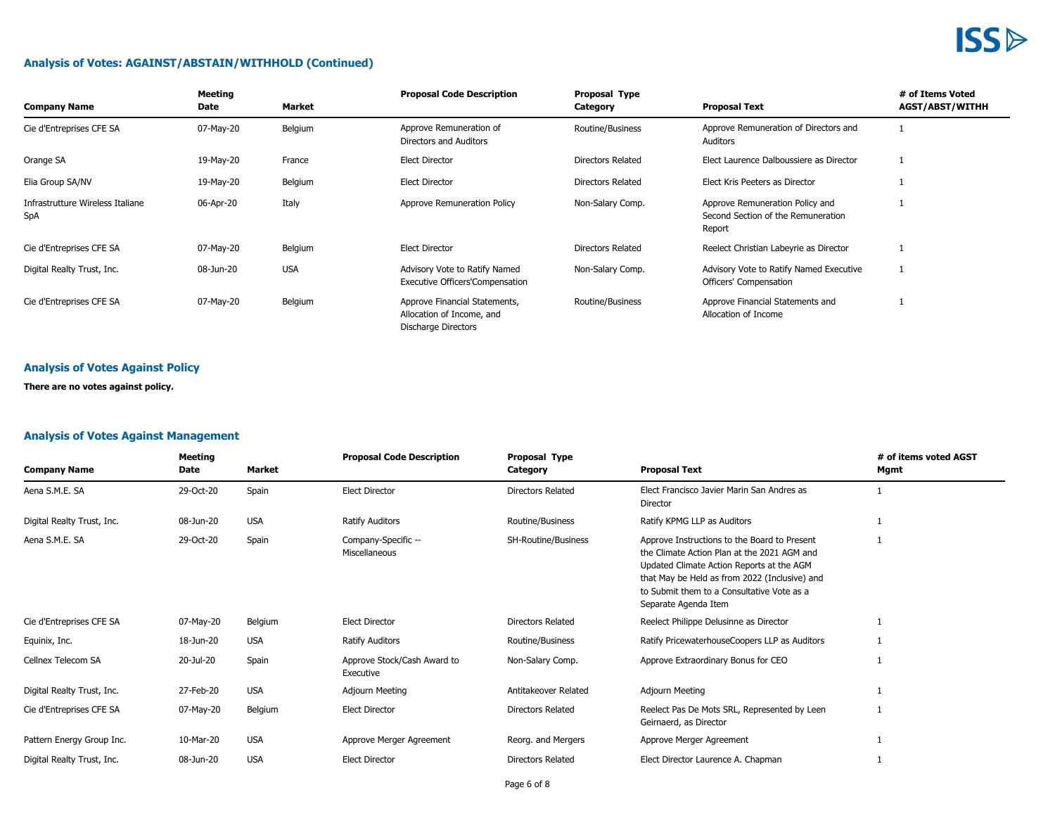## Analysis of Votes: AGAINST/ABSTAIN/WITHHOLD (Continued)

| Company Name | Meeting Date | Market | Proposal Code Description | Proposal Type Category | Proposal Text | # of Items Voted AGST/ABST/WITHH |
|---|---|---|---|---|---|---|
| Cie d'Entreprises CFE SA | 07-May-20 | Belgium | Approve Remuneration of Directors and Auditors | Routine/Business | Approve Remuneration of Directors and Auditors | 1 |
| Orange SA | 19-May-20 | France | Elect Director | Directors Related | Elect Laurence Dalboussiere as Director | 1 |
| Elia Group SA/NV | 19-May-20 | Belgium | Elect Director | Directors Related | Elect Kris Peeters as Director | 1 |
| Infrastrutture Wireless Italiane SpA | 06-Apr-20 | Italy | Approve Remuneration Policy | Non-Salary Comp. | Approve Remuneration Policy and Second Section of the Remuneration Report | 1 |
| Cie d'Entreprises CFE SA | 07-May-20 | Belgium | Elect Director | Directors Related | Reelect Christian Labeyrie as Director | 1 |
| Digital Realty Trust, Inc. | 08-Jun-20 | USA | Advisory Vote to Ratify Named Executive Officers'Compensation | Non-Salary Comp. | Advisory Vote to Ratify Named Executive Officers' Compensation | 1 |
| Cie d'Entreprises CFE SA | 07-May-20 | Belgium | Approve Financial Statements, Allocation of Income, and Discharge Directors | Routine/Business | Approve Financial Statements and Allocation of Income | 1 |

## Analysis of Votes Against Policy

**There are no votes against policy.**

## Analysis of Votes Against Management

| Company Name | Meeting Date | Market | Proposal Code Description | Proposal Type Category | Proposal Text | # of items voted AGST Mgmt |
|---|---|---|---|---|---|---|
| Aena S.M.E. SA | 29-Oct-20 | Spain | Elect Director | Directors Related | Elect Francisco Javier Marin San Andres as Director | 1 |
| Digital Realty Trust, Inc. | 08-Jun-20 | USA | Ratify Auditors | Routine/Business | Ratify KPMG LLP as Auditors | 1 |
| Aena S.M.E. SA | 29-Oct-20 | Spain | Company-Specific -- Miscellaneous | SH-Routine/Business | Approve Instructions to the Board to Present the Climate Action Plan at the 2021 AGM and Updated Climate Action Reports at the AGM that May be Held as from 2022 (Inclusive) and to Submit them to a Consultative Vote as a Separate Agenda Item | 1 |
| Cie d'Entreprises CFE SA | 07-May-20 | Belgium | Elect Director | Directors Related | Reelect Philippe Delusinne as Director | 1 |
| Equinix, Inc. | 18-Jun-20 | USA | Ratify Auditors | Routine/Business | Ratify PricewaterhouseCoopers LLP as Auditors | 1 |
| Cellnex Telecom SA | 20-Jul-20 | Spain | Approve Stock/Cash Award to Executive | Non-Salary Comp. | Approve Extraordinary Bonus for CEO | 1 |
| Digital Realty Trust, Inc. | 27-Feb-20 | USA | Adjourn Meeting | Antitakeover Related | Adjourn Meeting | 1 |
| Cie d'Entreprises CFE SA | 07-May-20 | Belgium | Elect Director | Directors Related | Reelect Pas De Mots SRL, Represented by Leen Geirnaerd, as Director | 1 |
| Pattern Energy Group Inc. | 10-Mar-20 | USA | Approve Merger Agreement | Reorg. and Mergers | Approve Merger Agreement | 1 |
| Digital Realty Trust, Inc. | 08-Jun-20 | USA | Elect Director | Directors Related | Elect Director Laurence A. Chapman | 1 |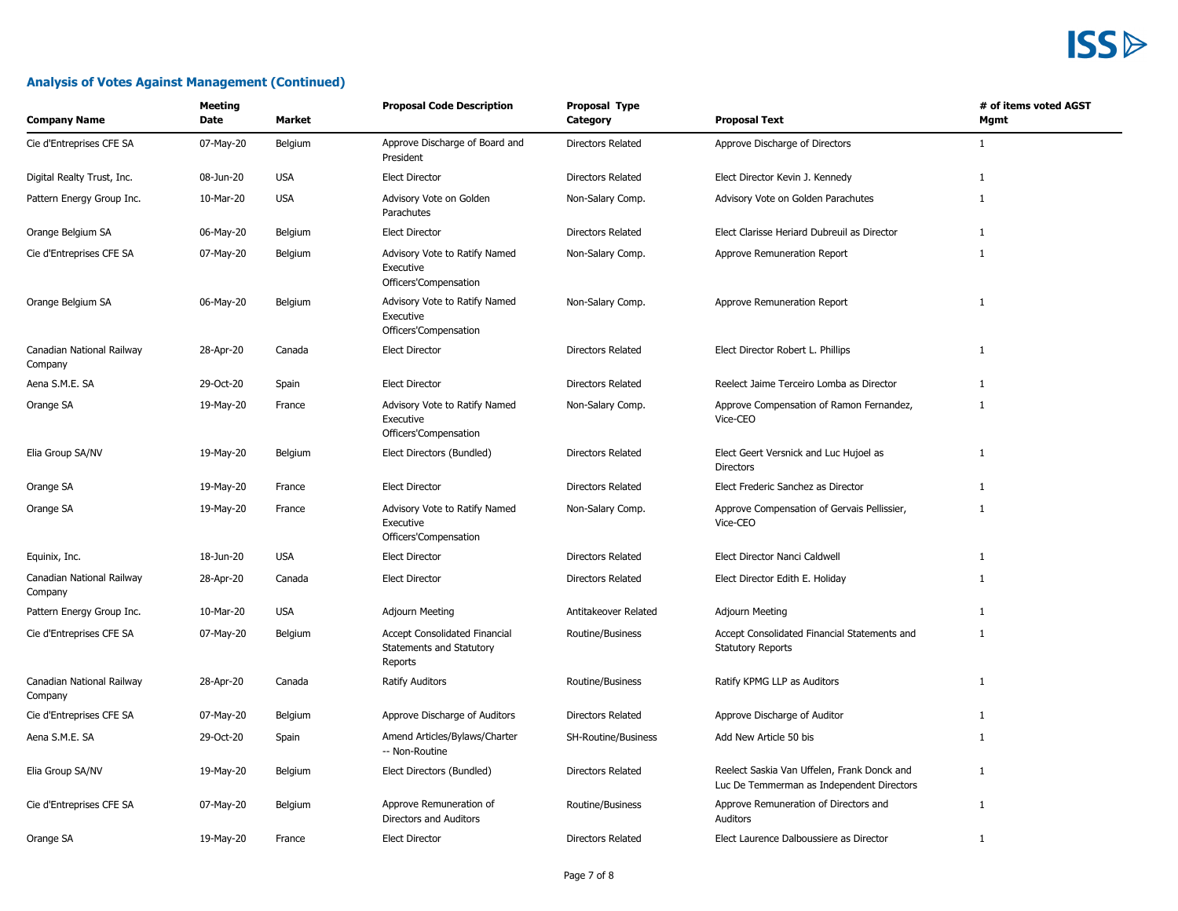## Analysis of Votes Against Management (Continued)

| Company Name | Meeting Date | Market | Proposal Code Description | Proposal Type Category | Proposal Text | # of items voted AGST Mgmt |
|---|---|---|---|---|---|---|
| Cie d'Entreprises CFE SA | 07-May-20 | Belgium | Approve Discharge of Board and President | Directors Related | Approve Discharge of Directors | 1 |
| Digital Realty Trust, Inc. | 08-Jun-20 | USA | Elect Director | Directors Related | Elect Director Kevin J. Kennedy | 1 |
| Pattern Energy Group Inc. | 10-Mar-20 | USA | Advisory Vote on Golden Parachutes | Non-Salary Comp. | Advisory Vote on Golden Parachutes | 1 |
| Orange Belgium SA | 06-May-20 | Belgium | Elect Director | Directors Related | Elect Clarisse Heriard Dubreuil as Director | 1 |
| Cie d'Entreprises CFE SA | 07-May-20 | Belgium | Advisory Vote to Ratify Named Executive Officers'Compensation | Non-Salary Comp. | Approve Remuneration Report | 1 |
| Orange Belgium SA | 06-May-20 | Belgium | Advisory Vote to Ratify Named Executive Officers'Compensation | Non-Salary Comp. | Approve Remuneration Report | 1 |
| Canadian National Railway Company | 28-Apr-20 | Canada | Elect Director | Directors Related | Elect Director Robert L. Phillips | 1 |
| Aena S.M.E. SA | 29-Oct-20 | Spain | Elect Director | Directors Related | Reelect Jaime Terceiro Lomba as Director | 1 |
| Orange SA | 19-May-20 | France | Advisory Vote to Ratify Named Executive Officers'Compensation | Non-Salary Comp. | Approve Compensation of Ramon Fernandez, Vice-CEO | 1 |
| Elia Group SA/NV | 19-May-20 | Belgium | Elect Directors (Bundled) | Directors Related | Elect Geert Versnick and Luc Hujoel as Directors | 1 |
| Orange SA | 19-May-20 | France | Elect Director | Directors Related | Elect Frederic Sanchez as Director | 1 |
| Orange SA | 19-May-20 | France | Advisory Vote to Ratify Named Executive Officers'Compensation | Non-Salary Comp. | Approve Compensation of Gervais Pellissier, Vice-CEO | 1 |
| Equinix, Inc. | 18-Jun-20 | USA | Elect Director | Directors Related | Elect Director Nanci Caldwell | 1 |
| Canadian National Railway Company | 28-Apr-20 | Canada | Elect Director | Directors Related | Elect Director Edith E. Holiday | 1 |
| Pattern Energy Group Inc. | 10-Mar-20 | USA | Adjourn Meeting | Antitakeover Related | Adjourn Meeting | 1 |
| Cie d'Entreprises CFE SA | 07-May-20 | Belgium | Accept Consolidated Financial Statements and Statutory Reports | Routine/Business | Accept Consolidated Financial Statements and Statutory Reports | 1 |
| Canadian National Railway Company | 28-Apr-20 | Canada | Ratify Auditors | Routine/Business | Ratify KPMG LLP as Auditors | 1 |
| Cie d'Entreprises CFE SA | 07-May-20 | Belgium | Approve Discharge of Auditors | Directors Related | Approve Discharge of Auditor | 1 |
| Aena S.M.E. SA | 29-Oct-20 | Spain | Amend Articles/Bylaws/Charter -- Non-Routine | SH-Routine/Business | Add New Article 50 bis | 1 |
| Elia Group SA/NV | 19-May-20 | Belgium | Elect Directors (Bundled) | Directors Related | Reelect Saskia Van Uffelen, Frank Donck and Luc De Temmerman as Independent Directors | 1 |
| Cie d'Entreprises CFE SA | 07-May-20 | Belgium | Approve Remuneration of Directors and Auditors | Routine/Business | Approve Remuneration of Directors and Auditors | 1 |
| Orange SA | 19-May-20 | France | Elect Director | Directors Related | Elect Laurence Dalboussiere as Director | 1 |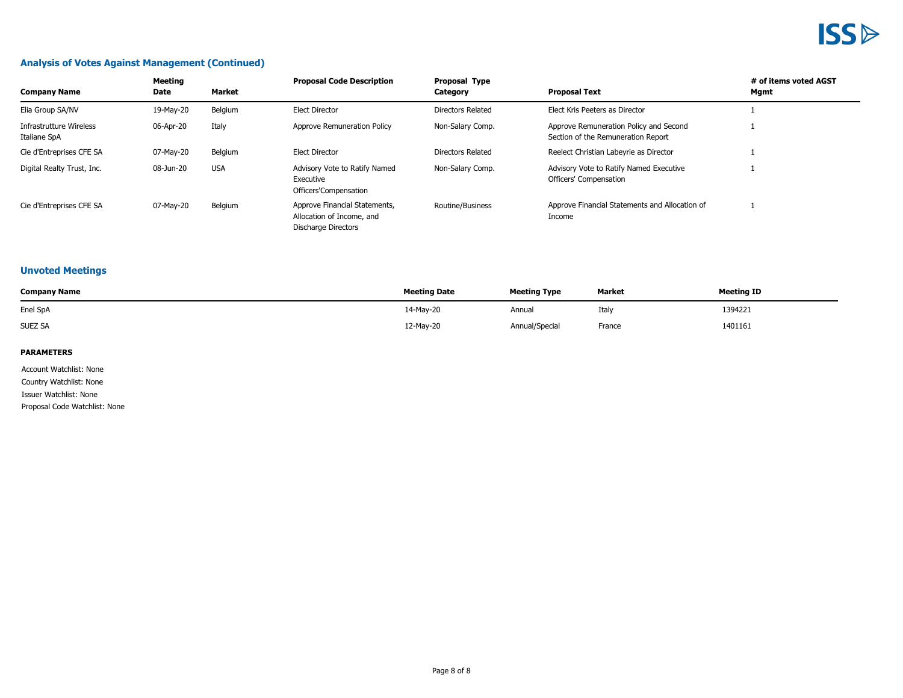## Analysis of Votes Against Management (Continued)

| Company Name | Meeting Date | Market | Proposal Code Description | Proposal Type Category | Proposal Text | # of items voted AGST Mgmt |
|---|---|---|---|---|---|---|
| Elia Group SA/NV | 19-May-20 | Belgium | Elect Director | Directors Related | Elect Kris Peeters as Director | 1 |
| Infrastrutture Wireless Italiane SpA | 06-Apr-20 | Italy | Approve Remuneration Policy | Non-Salary Comp. | Approve Remuneration Policy and Second Section of the Remuneration Report | 1 |
| Cie d'Entreprises CFE SA | 07-May-20 | Belgium | Elect Director | Directors Related | Reelect Christian Labeyrie as Director | 1 |
| Digital Realty Trust, Inc. | 08-Jun-20 | USA | Advisory Vote to Ratify Named Executive Officers'Compensation | Non-Salary Comp. | Advisory Vote to Ratify Named Executive Officers' Compensation | 1 |
| Cie d'Entreprises CFE SA | 07-May-20 | Belgium | Approve Financial Statements, Allocation of Income, and Discharge Directors | Routine/Business | Approve Financial Statements and Allocation of Income | 1 |

## Unvoted Meetings

| Company Name | Meeting Date | Meeting Type | Market | Meeting ID |
|---|---|---|---|---|
| Enel SpA | 14-May-20 | Annual | Italy | 1394221 |
| SUEZ SA | 12-May-20 | Annual/Special | France | 1401161 |

**PARAMETERS**

Account Watchlist: None

Country Watchlist: None

Issuer Watchlist: None

Proposal Code Watchlist: None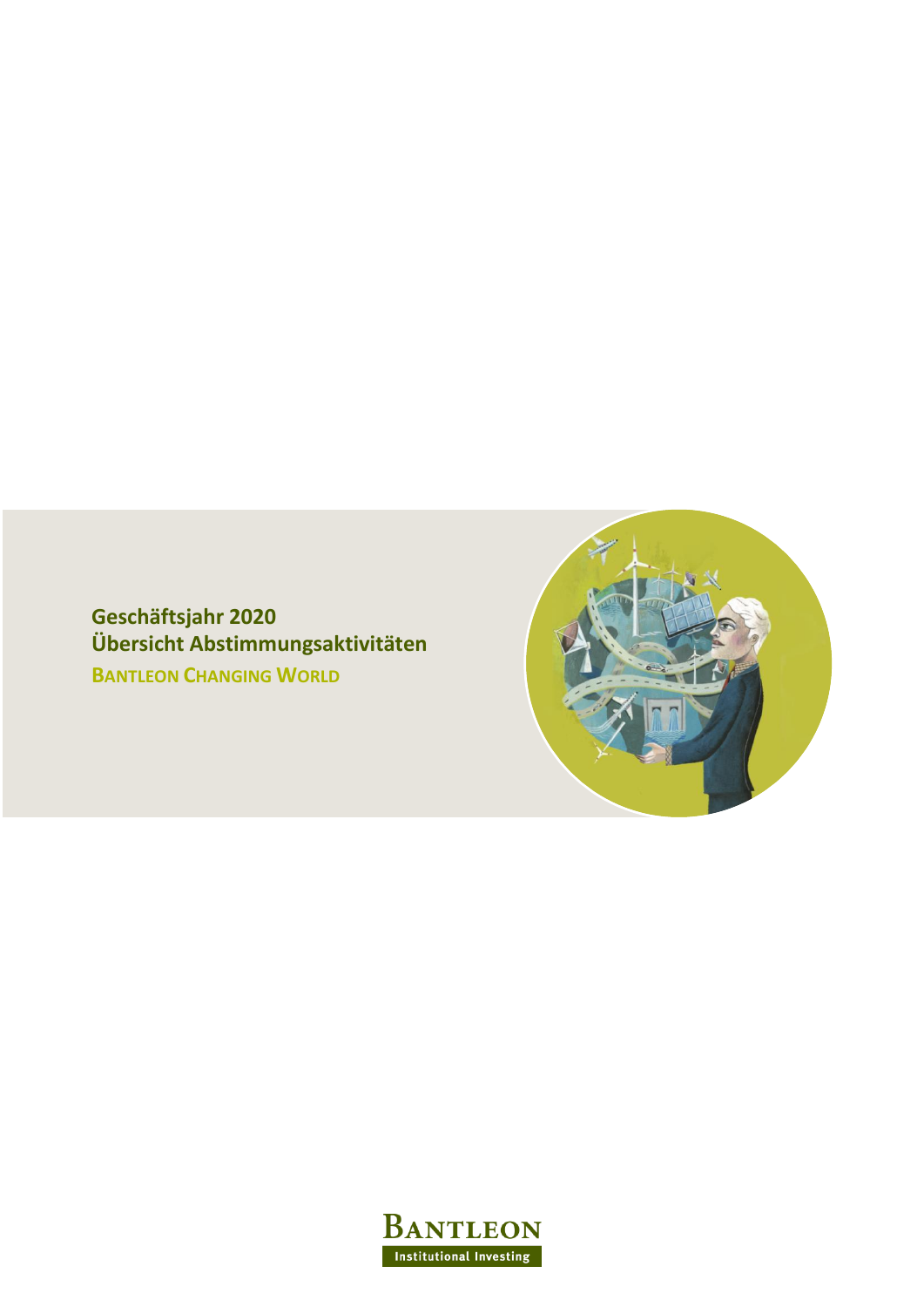**Geschäftsjahr 2020**
**Übersicht Abstimmungsaktivitäten**

**BANTLEON CHANGING WORLD**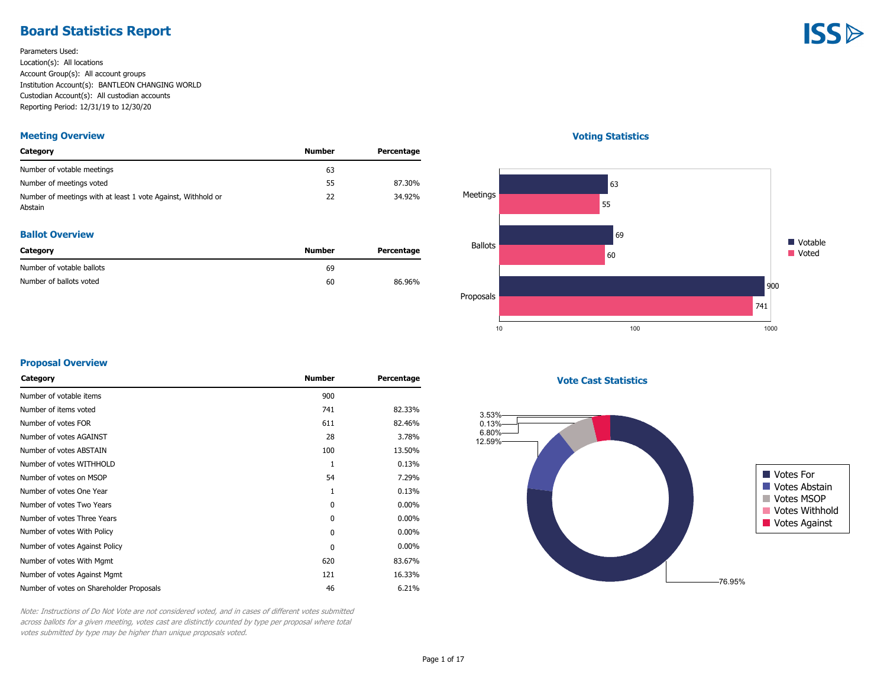# Board Statistics Report

Parameters Used:
Location(s): All locations
Account Group(s): All account groups
Institution Account(s): BANTLEON CHANGING WORLD
Custodian Account(s): All custodian accounts
Reporting Period: 12/31/19 to 12/30/20

## Meeting Overview

| Category | Number | Percentage |
|---|---|---|
| Number of votable meetings | 63 | |
| Number of meetings voted | 55 | 87.30% |
| Number of meetings with at least 1 vote Against, Withhold or Abstain | 22 | 34.92% |

## Ballot Overview

| Category | Number | Percentage |
|---|---|---|
| Number of votable ballots | 69 | |
| Number of ballots voted | 60 | 86.96% |

## Voting Statistics

| | Votable | Voted |
|---|---|---|
| Meetings | 63 | 55 |
| Ballots | 69 | 60 |
| Proposals | 900 | 741 |

## Proposal Overview

| Category | Number | Percentage |
|---|---|---|
| Number of votable items | 900 | |
| Number of items voted | 741 | 82.33% |
| Number of votes FOR | 611 | 82.46% |
| Number of votes AGAINST | 28 | 3.78% |
| Number of votes ABSTAIN | 100 | 13.50% |
| Number of votes WITHHOLD | 1 | 0.13% |
| Number of votes on MSOP | 54 | 7.29% |
| Number of votes One Year | 1 | 0.13% |
| Number of votes Two Years | 0 | 0.00% |
| Number of votes Three Years | 0 | 0.00% |
| Number of votes With Policy | 0 | 0.00% |
| Number of votes Against Policy | 0 | 0.00% |
| Number of votes With Mgmt | 620 | 83.67% |
| Number of votes Against Mgmt | 121 | 16.33% |
| Number of votes on Shareholder Proposals | 46 | 6.21% |

## Vote Cast Statistics

| Category | Percentage |
|---|---|
| Votes For | 76.95% |
| Votes Abstain | 12.59% |
| Votes MSOP | 6.80% |
| Votes Withhold | 0.13% |
| Votes Against | 3.53% |

*Note: Instructions of Do Not Vote are not considered voted, and in cases of different votes submitted across ballots for a given meeting, votes cast are distinctly counted by type per proposal where total votes submitted by type may be higher than unique proposals voted.*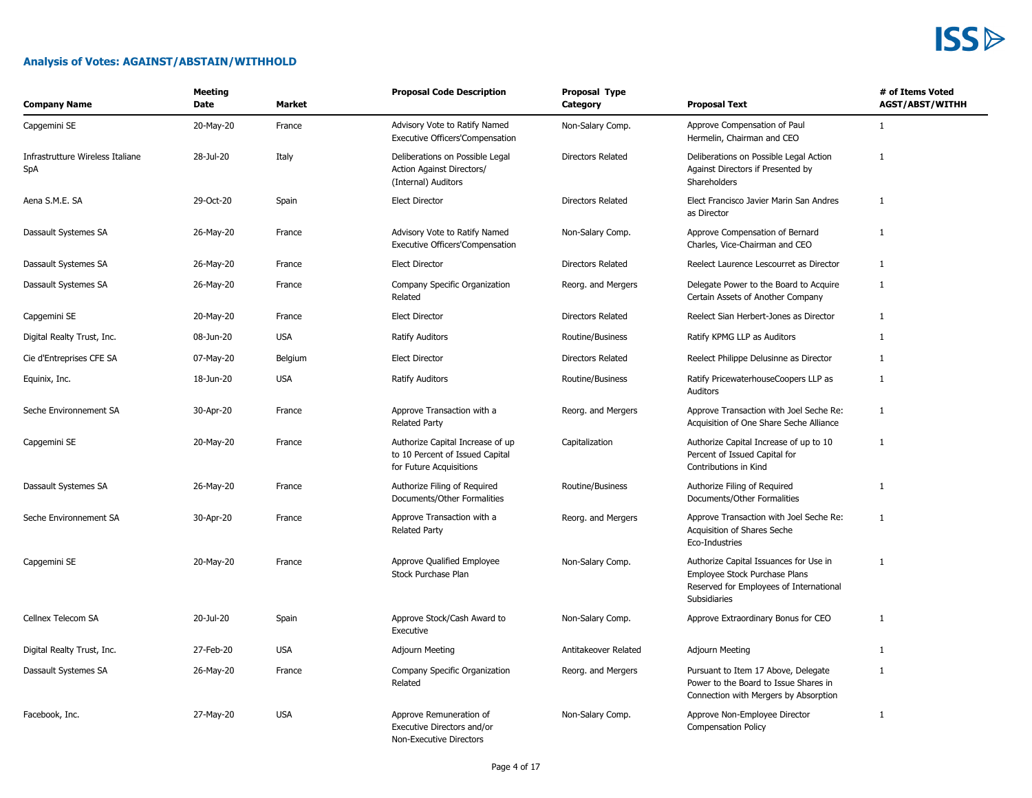## Analysis of Votes: AGAINST/ABSTAIN/WITHHOLD

| Company Name | Meeting Date | Market | Proposal Code Description | Proposal Type Category | Proposal Text | # of Items Voted AGST/ABST/WITHH |
|---|---|---|---|---|---|---|
| Capgemini SE | 20-May-20 | France | Advisory Vote to Ratify Named Executive Officers'Compensation | Non-Salary Comp. | Approve Compensation of Paul Hermelin, Chairman and CEO | 1 |
| Infrastrutture Wireless Italiane SpA | 28-Jul-20 | Italy | Deliberations on Possible Legal Action Against Directors/ (Internal) Auditors | Directors Related | Deliberations on Possible Legal Action Against Directors if Presented by Shareholders | 1 |
| Aena S.M.E. SA | 29-Oct-20 | Spain | Elect Director | Directors Related | Elect Francisco Javier Marin San Andres as Director | 1 |
| Dassault Systemes SA | 26-May-20 | France | Advisory Vote to Ratify Named Executive Officers'Compensation | Non-Salary Comp. | Approve Compensation of Bernard Charles, Vice-Chairman and CEO | 1 |
| Dassault Systemes SA | 26-May-20 | France | Elect Director | Directors Related | Reelect Laurence Lescourret as Director | 1 |
| Dassault Systemes SA | 26-May-20 | France | Company Specific Organization Related | Reorg. and Mergers | Delegate Power to the Board to Acquire Certain Assets of Another Company | 1 |
| Capgemini SE | 20-May-20 | France | Elect Director | Directors Related | Reelect Sian Herbert-Jones as Director | 1 |
| Digital Realty Trust, Inc. | 08-Jun-20 | USA | Ratify Auditors | Routine/Business | Ratify KPMG LLP as Auditors | 1 |
| Cie d'Entreprises CFE SA | 07-May-20 | Belgium | Elect Director | Directors Related | Reelect Philippe Delusinne as Director | 1 |
| Equinix, Inc. | 18-Jun-20 | USA | Ratify Auditors | Routine/Business | Ratify PricewaterhouseCoopers LLP as Auditors | 1 |
| Seche Environnement SA | 30-Apr-20 | France | Approve Transaction with a Related Party | Reorg. and Mergers | Approve Transaction with Joel Seche Re: Acquisition of One Share Seche Alliance | 1 |
| Capgemini SE | 20-May-20 | France | Authorize Capital Increase of up to 10 Percent of Issued Capital for Future Acquisitions | Capitalization | Authorize Capital Increase of up to 10 Percent of Issued Capital for Contributions in Kind | 1 |
| Dassault Systemes SA | 26-May-20 | France | Authorize Filing of Required Documents/Other Formalities | Routine/Business | Authorize Filing of Required Documents/Other Formalities | 1 |
| Seche Environnement SA | 30-Apr-20 | France | Approve Transaction with a Related Party | Reorg. and Mergers | Approve Transaction with Joel Seche Re: Acquisition of Shares Seche Eco-Industries | 1 |
| Capgemini SE | 20-May-20 | France | Approve Qualified Employee Stock Purchase Plan | Non-Salary Comp. | Authorize Capital Issuances for Use in Employee Stock Purchase Plans Reserved for Employees of International Subsidiaries | 1 |
| Cellnex Telecom SA | 20-Jul-20 | Spain | Approve Stock/Cash Award to Executive | Non-Salary Comp. | Approve Extraordinary Bonus for CEO | 1 |
| Digital Realty Trust, Inc. | 27-Feb-20 | USA | Adjourn Meeting | Antitakeover Related | Adjourn Meeting | 1 |
| Dassault Systemes SA | 26-May-20 | France | Company Specific Organization Related | Reorg. and Mergers | Pursuant to Item 17 Above, Delegate Power to the Board to Issue Shares in Connection with Mergers by Absorption | 1 |
| Facebook, Inc. | 27-May-20 | USA | Approve Remuneration of Executive Directors and/or Non-Executive Directors | Non-Salary Comp. | Approve Non-Employee Director Compensation Policy | 1 |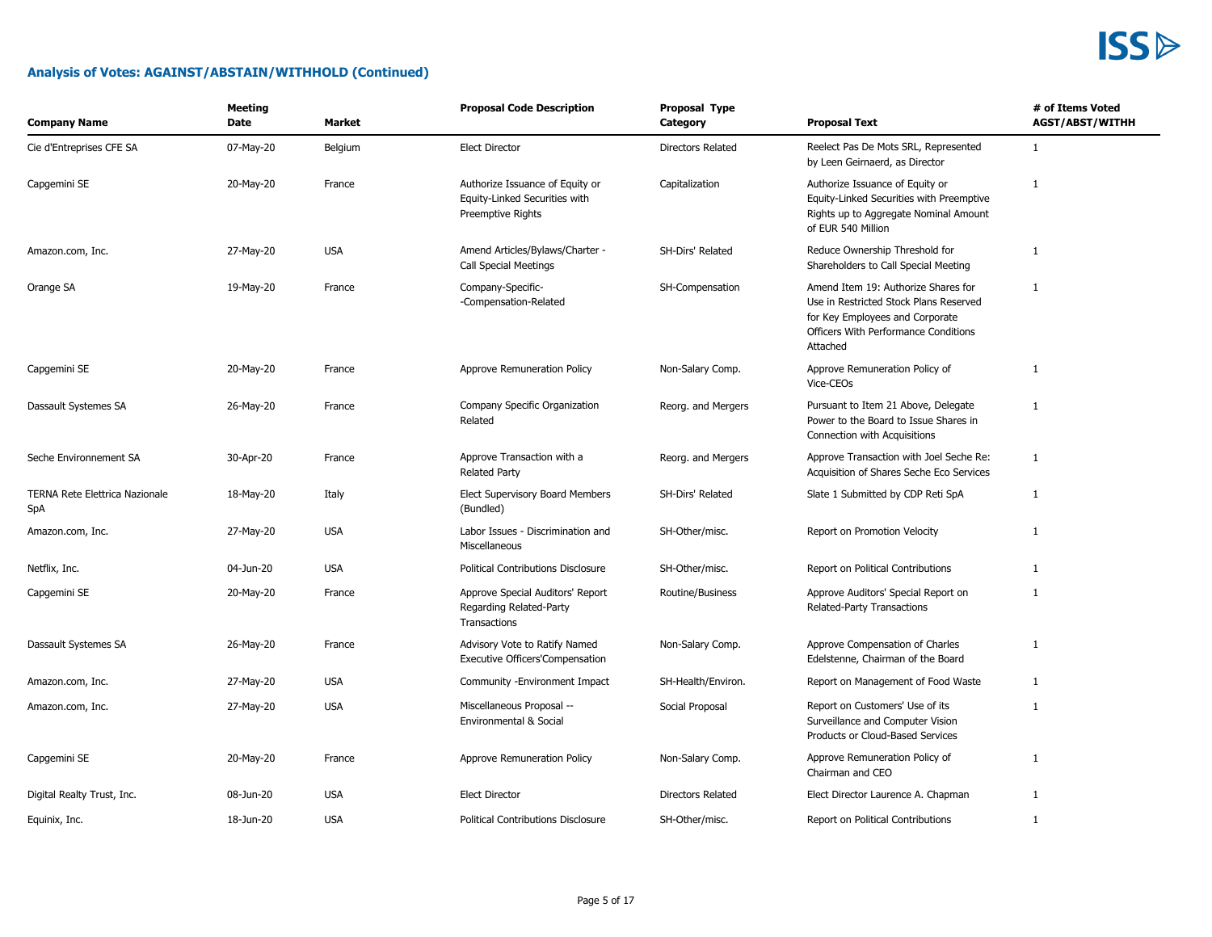## Analysis of Votes: AGAINST/ABSTAIN/WITHHOLD (Continued)

| Company Name | Meeting Date | Market | Proposal Code Description | Proposal Type Category | Proposal Text | # of Items Voted AGST/ABST/WITHH |
|---|---|---|---|---|---|---|
| Cie d'Entreprises CFE SA | 07-May-20 | Belgium | Elect Director | Directors Related | Reelect Pas De Mots SRL, Represented by Leen Geirnaerd, as Director | 1 |
| Capgemini SE | 20-May-20 | France | Authorize Issuance of Equity or Equity-Linked Securities with Preemptive Rights | Capitalization | Authorize Issuance of Equity or Equity-Linked Securities with Preemptive Rights up to Aggregate Nominal Amount of EUR 540 Million | 1 |
| Amazon.com, Inc. | 27-May-20 | USA | Amend Articles/Bylaws/Charter - Call Special Meetings | SH-Dirs' Related | Reduce Ownership Threshold for Shareholders to Call Special Meeting | 1 |
| Orange SA | 19-May-20 | France | Company-Specific- -Compensation-Related | SH-Compensation | Amend Item 19: Authorize Shares for Use in Restricted Stock Plans Reserved for Key Employees and Corporate Officers With Performance Conditions Attached | 1 |
| Capgemini SE | 20-May-20 | France | Approve Remuneration Policy | Non-Salary Comp. | Approve Remuneration Policy of Vice-CEOs | 1 |
| Dassault Systemes SA | 26-May-20 | France | Company Specific Organization Related | Reorg. and Mergers | Pursuant to Item 21 Above, Delegate Power to the Board to Issue Shares in Connection with Acquisitions | 1 |
| Seche Environnement SA | 30-Apr-20 | France | Approve Transaction with a Related Party | Reorg. and Mergers | Approve Transaction with Joel Seche Re: Acquisition of Shares Seche Eco Services | 1 |
| TERNA Rete Elettrica Nazionale SpA | 18-May-20 | Italy | Elect Supervisory Board Members (Bundled) | SH-Dirs' Related | Slate 1 Submitted by CDP Reti SpA | 1 |
| Amazon.com, Inc. | 27-May-20 | USA | Labor Issues - Discrimination and Miscellaneous | SH-Other/misc. | Report on Promotion Velocity | 1 |
| Netflix, Inc. | 04-Jun-20 | USA | Political Contributions Disclosure | SH-Other/misc. | Report on Political Contributions | 1 |
| Capgemini SE | 20-May-20 | France | Approve Special Auditors' Report Regarding Related-Party Transactions | Routine/Business | Approve Auditors' Special Report on Related-Party Transactions | 1 |
| Dassault Systemes SA | 26-May-20 | France | Advisory Vote to Ratify Named Executive Officers'Compensation | Non-Salary Comp. | Approve Compensation of Charles Edelstenne, Chairman of the Board | 1 |
| Amazon.com, Inc. | 27-May-20 | USA | Community -Environment Impact | SH-Health/Environ. | Report on Management of Food Waste | 1 |
| Amazon.com, Inc. | 27-May-20 | USA | Miscellaneous Proposal -- Environmental & Social | Social Proposal | Report on Customers' Use of its Surveillance and Computer Vision Products or Cloud-Based Services | 1 |
| Capgemini SE | 20-May-20 | France | Approve Remuneration Policy | Non-Salary Comp. | Approve Remuneration Policy of Chairman and CEO | 1 |
| Digital Realty Trust, Inc. | 08-Jun-20 | USA | Elect Director | Directors Related | Elect Director Laurence A. Chapman | 1 |
| Equinix, Inc. | 18-Jun-20 | USA | Political Contributions Disclosure | SH-Other/misc. | Report on Political Contributions | 1 |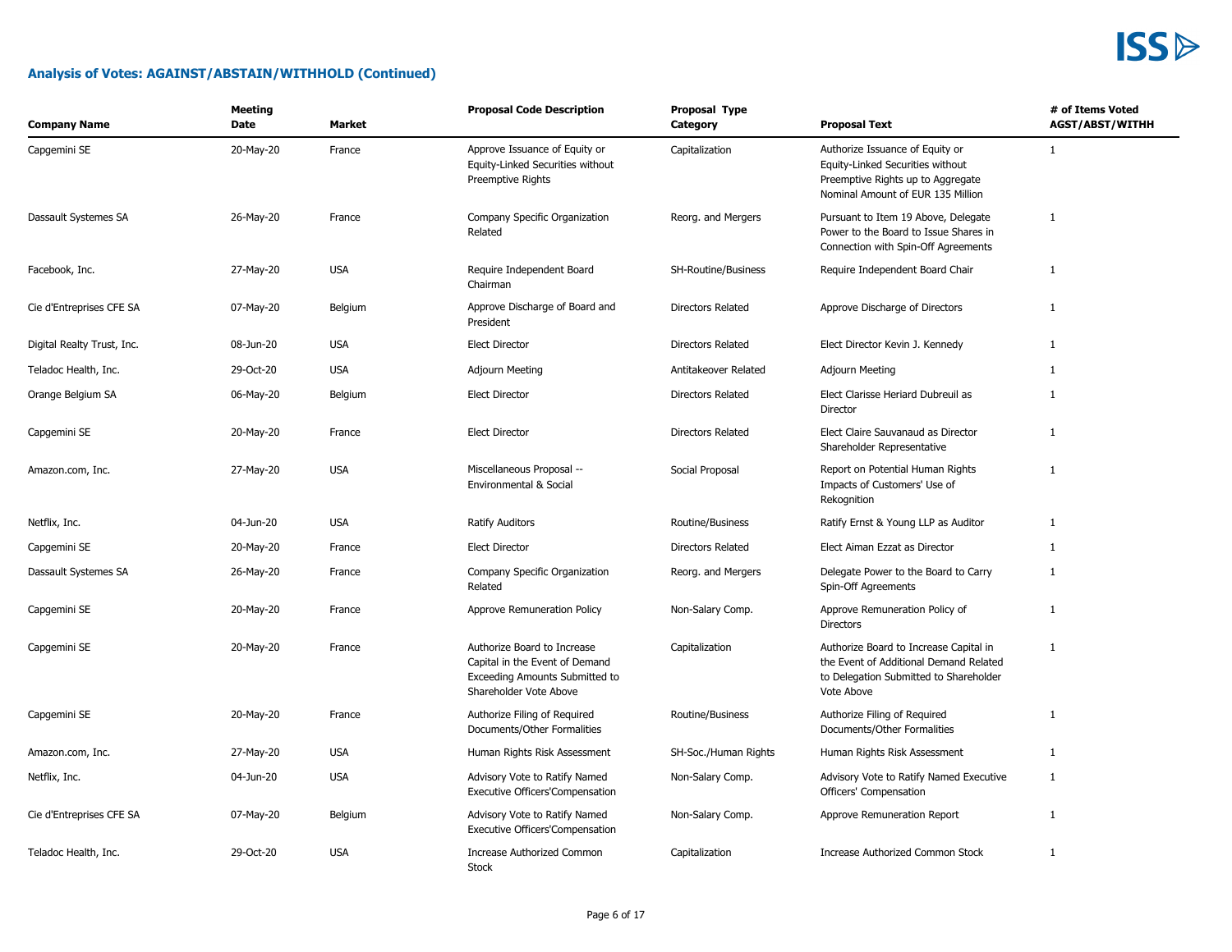## Analysis of Votes: AGAINST/ABSTAIN/WITHHOLD (Continued)

| Company Name | Meeting Date | Market | Proposal Code Description | Proposal Type Category | Proposal Text | # of Items Voted AGST/ABST/WITHH |
|---|---|---|---|---|---|---|
| Capgemini SE | 20-May-20 | France | Approve Issuance of Equity or Equity-Linked Securities without Preemptive Rights | Capitalization | Authorize Issuance of Equity or Equity-Linked Securities without Preemptive Rights up to Aggregate Nominal Amount of EUR 135 Million | 1 |
| Dassault Systemes SA | 26-May-20 | France | Company Specific Organization Related | Reorg. and Mergers | Pursuant to Item 19 Above, Delegate Power to the Board to Issue Shares in Connection with Spin-Off Agreements | 1 |
| Facebook, Inc. | 27-May-20 | USA | Require Independent Board Chairman | SH-Routine/Business | Require Independent Board Chair | 1 |
| Cie d'Entreprises CFE SA | 07-May-20 | Belgium | Approve Discharge of Board and President | Directors Related | Approve Discharge of Directors | 1 |
| Digital Realty Trust, Inc. | 08-Jun-20 | USA | Elect Director | Directors Related | Elect Director Kevin J. Kennedy | 1 |
| Teladoc Health, Inc. | 29-Oct-20 | USA | Adjourn Meeting | Antitakeover Related | Adjourn Meeting | 1 |
| Orange Belgium SA | 06-May-20 | Belgium | Elect Director | Directors Related | Elect Clarisse Heriard Dubreuil as Director | 1 |
| Capgemini SE | 20-May-20 | France | Elect Director | Directors Related | Elect Claire Sauvanaud as Director Shareholder Representative | 1 |
| Amazon.com, Inc. | 27-May-20 | USA | Miscellaneous Proposal -- Environmental & Social | Social Proposal | Report on Potential Human Rights Impacts of Customers' Use of Rekognition | 1 |
| Netflix, Inc. | 04-Jun-20 | USA | Ratify Auditors | Routine/Business | Ratify Ernst & Young LLP as Auditor | 1 |
| Capgemini SE | 20-May-20 | France | Elect Director | Directors Related | Elect Aiman Ezzat as Director | 1 |
| Dassault Systemes SA | 26-May-20 | France | Company Specific Organization Related | Reorg. and Mergers | Delegate Power to the Board to Carry Spin-Off Agreements | 1 |
| Capgemini SE | 20-May-20 | France | Approve Remuneration Policy | Non-Salary Comp. | Approve Remuneration Policy of Directors | 1 |
| Capgemini SE | 20-May-20 | France | Authorize Board to Increase Capital in the Event of Demand Exceeding Amounts Submitted to Shareholder Vote Above | Capitalization | Authorize Board to Increase Capital in the Event of Additional Demand Related to Delegation Submitted to Shareholder Vote Above | 1 |
| Capgemini SE | 20-May-20 | France | Authorize Filing of Required Documents/Other Formalities | Routine/Business | Authorize Filing of Required Documents/Other Formalities | 1 |
| Amazon.com, Inc. | 27-May-20 | USA | Human Rights Risk Assessment | SH-Soc./Human Rights | Human Rights Risk Assessment | 1 |
| Netflix, Inc. | 04-Jun-20 | USA | Advisory Vote to Ratify Named Executive Officers'Compensation | Non-Salary Comp. | Advisory Vote to Ratify Named Executive Officers' Compensation | 1 |
| Cie d'Entreprises CFE SA | 07-May-20 | Belgium | Advisory Vote to Ratify Named Executive Officers'Compensation | Non-Salary Comp. | Approve Remuneration Report | 1 |
| Teladoc Health, Inc. | 29-Oct-20 | USA | Increase Authorized Common Stock | Capitalization | Increase Authorized Common Stock | 1 |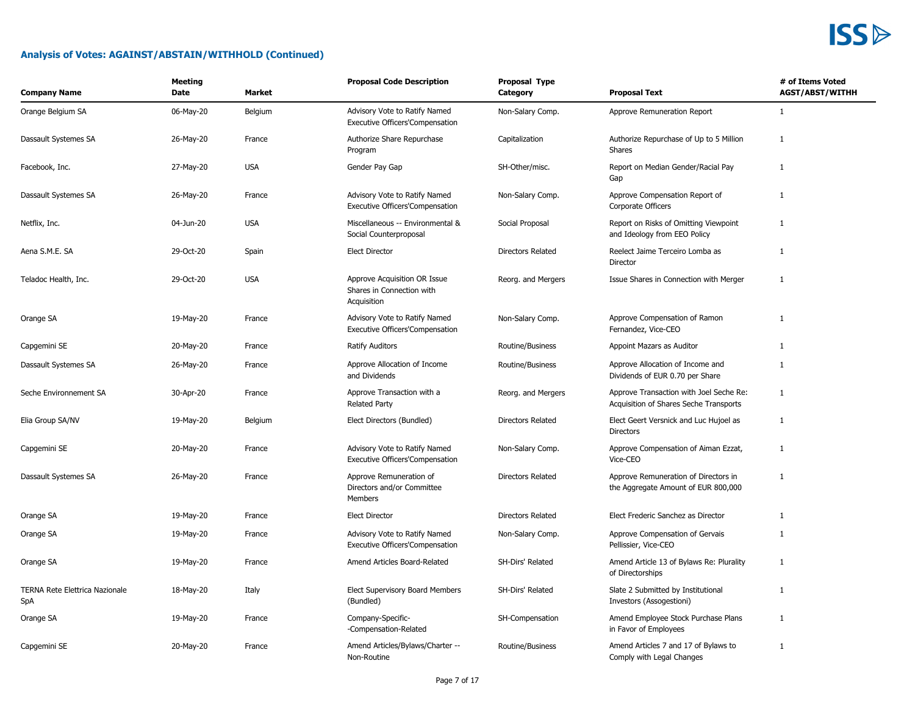## Analysis of Votes: AGAINST/ABSTAIN/WITHHOLD (Continued)

| Company Name | Meeting Date | Market | Proposal Code Description | Proposal Type Category | Proposal Text | # of Items Voted AGST/ABST/WITHH |
|---|---|---|---|---|---|---|
| Orange Belgium SA | 06-May-20 | Belgium | Advisory Vote to Ratify Named Executive Officers'Compensation | Non-Salary Comp. | Approve Remuneration Report | 1 |
| Dassault Systemes SA | 26-May-20 | France | Authorize Share Repurchase Program | Capitalization | Authorize Repurchase of Up to 5 Million Shares | 1 |
| Facebook, Inc. | 27-May-20 | USA | Gender Pay Gap | SH-Other/misc. | Report on Median Gender/Racial Pay Gap | 1 |
| Dassault Systemes SA | 26-May-20 | France | Advisory Vote to Ratify Named Executive Officers'Compensation | Non-Salary Comp. | Approve Compensation Report of Corporate Officers | 1 |
| Netflix, Inc. | 04-Jun-20 | USA | Miscellaneous -- Environmental & Social Counterproposal | Social Proposal | Report on Risks of Omitting Viewpoint and Ideology from EEO Policy | 1 |
| Aena S.M.E. SA | 29-Oct-20 | Spain | Elect Director | Directors Related | Reelect Jaime Terceiro Lomba as Director | 1 |
| Teladoc Health, Inc. | 29-Oct-20 | USA | Approve Acquisition OR Issue Shares in Connection with Acquisition | Reorg. and Mergers | Issue Shares in Connection with Merger | 1 |
| Orange SA | 19-May-20 | France | Advisory Vote to Ratify Named Executive Officers'Compensation | Non-Salary Comp. | Approve Compensation of Ramon Fernandez, Vice-CEO | 1 |
| Capgemini SE | 20-May-20 | France | Ratify Auditors | Routine/Business | Appoint Mazars as Auditor | 1 |
| Dassault Systemes SA | 26-May-20 | France | Approve Allocation of Income and Dividends | Routine/Business | Approve Allocation of Income and Dividends of EUR 0.70 per Share | 1 |
| Seche Environnement SA | 30-Apr-20 | France | Approve Transaction with a Related Party | Reorg. and Mergers | Approve Transaction with Joel Seche Re: Acquisition of Shares Seche Transports | 1 |
| Elia Group SA/NV | 19-May-20 | Belgium | Elect Directors (Bundled) | Directors Related | Elect Geert Versnick and Luc Hujoel as Directors | 1 |
| Capgemini SE | 20-May-20 | France | Advisory Vote to Ratify Named Executive Officers'Compensation | Non-Salary Comp. | Approve Compensation of Aiman Ezzat, Vice-CEO | 1 |
| Dassault Systemes SA | 26-May-20 | France | Approve Remuneration of Directors and/or Committee Members | Directors Related | Approve Remuneration of Directors in the Aggregate Amount of EUR 800,000 | 1 |
| Orange SA | 19-May-20 | France | Elect Director | Directors Related | Elect Frederic Sanchez as Director | 1 |
| Orange SA | 19-May-20 | France | Advisory Vote to Ratify Named Executive Officers'Compensation | Non-Salary Comp. | Approve Compensation of Gervais Pellissier, Vice-CEO | 1 |
| Orange SA | 19-May-20 | France | Amend Articles Board-Related | SH-Dirs' Related | Amend Article 13 of Bylaws Re: Plurality of Directorships | 1 |
| TERNA Rete Elettrica Nazionale SpA | 18-May-20 | Italy | Elect Supervisory Board Members (Bundled) | SH-Dirs' Related | Slate 2 Submitted by Institutional Investors (Assogestioni) | 1 |
| Orange SA | 19-May-20 | France | Company-Specific--Compensation-Related | SH-Compensation | Amend Employee Stock Purchase Plans in Favor of Employees | 1 |
| Capgemini SE | 20-May-20 | France | Amend Articles/Bylaws/Charter -- Non-Routine | Routine/Business | Amend Articles 7 and 17 of Bylaws to Comply with Legal Changes | 1 |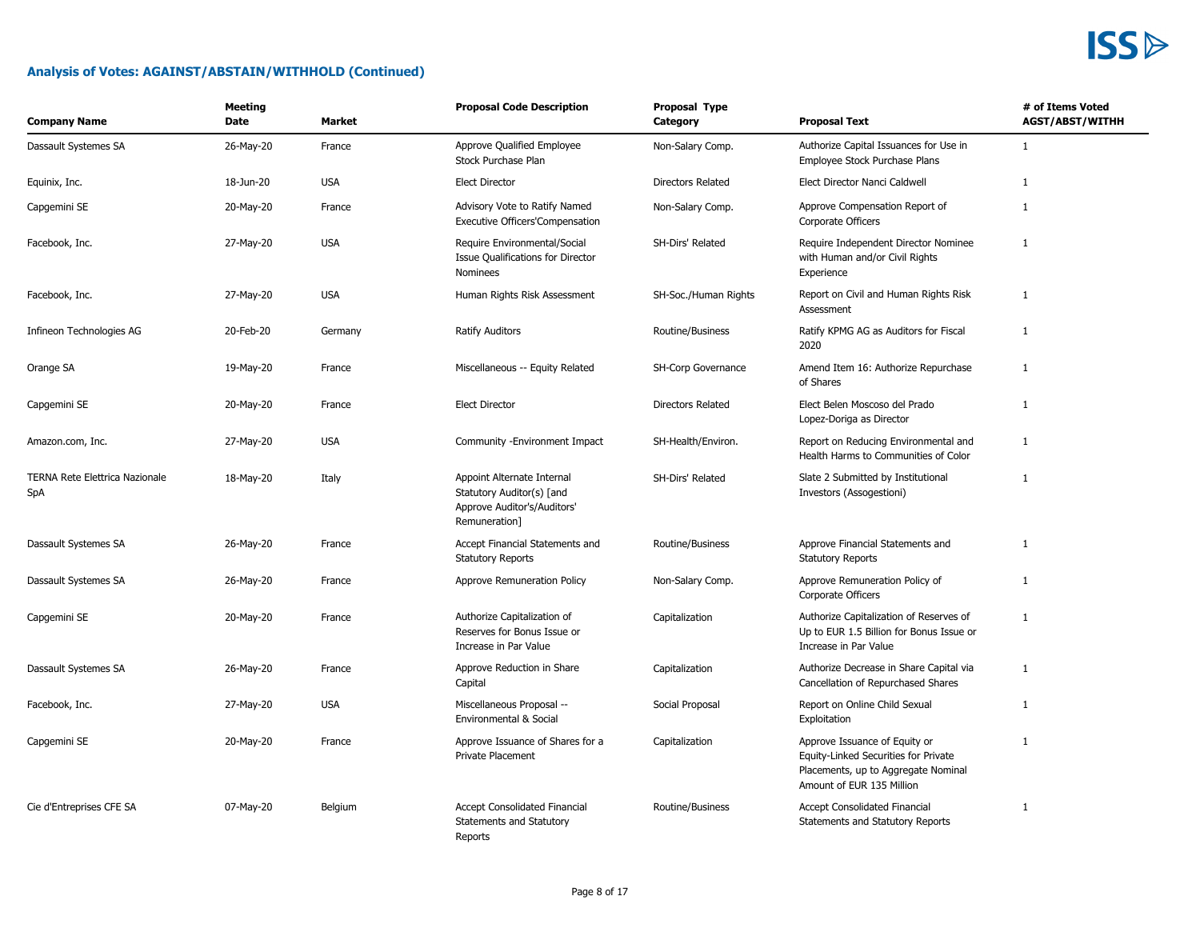## Analysis of Votes: AGAINST/ABSTAIN/WITHHOLD (Continued)

| Company Name | Meeting Date | Market | Proposal Code Description | Proposal Type Category | Proposal Text | # of Items Voted AGST/ABST/WITHH |
|---|---|---|---|---|---|---|
| Dassault Systemes SA | 26-May-20 | France | Approve Qualified Employee Stock Purchase Plan | Non-Salary Comp. | Authorize Capital Issuances for Use in Employee Stock Purchase Plans | 1 |
| Equinix, Inc. | 18-Jun-20 | USA | Elect Director | Directors Related | Elect Director Nanci Caldwell | 1 |
| Capgemini SE | 20-May-20 | France | Advisory Vote to Ratify Named Executive Officers'Compensation | Non-Salary Comp. | Approve Compensation Report of Corporate Officers | 1 |
| Facebook, Inc. | 27-May-20 | USA | Require Environmental/Social Issue Qualifications for Director Nominees | SH-Dirs' Related | Require Independent Director Nominee with Human and/or Civil Rights Experience | 1 |
| Facebook, Inc. | 27-May-20 | USA | Human Rights Risk Assessment | SH-Soc./Human Rights | Report on Civil and Human Rights Risk Assessment | 1 |
| Infineon Technologies AG | 20-Feb-20 | Germany | Ratify Auditors | Routine/Business | Ratify KPMG AG as Auditors for Fiscal 2020 | 1 |
| Orange SA | 19-May-20 | France | Miscellaneous -- Equity Related | SH-Corp Governance | Amend Item 16: Authorize Repurchase of Shares | 1 |
| Capgemini SE | 20-May-20 | France | Elect Director | Directors Related | Elect Belen Moscoso del Prado Lopez-Doriga as Director | 1 |
| Amazon.com, Inc. | 27-May-20 | USA | Community -Environment Impact | SH-Health/Environ. | Report on Reducing Environmental and Health Harms to Communities of Color | 1 |
| TERNA Rete Elettrica Nazionale SpA | 18-May-20 | Italy | Appoint Alternate Internal Statutory Auditor(s) [and Approve Auditor's/Auditors' Remuneration] | SH-Dirs' Related | Slate 2 Submitted by Institutional Investors (Assogestioni) | 1 |
| Dassault Systemes SA | 26-May-20 | France | Accept Financial Statements and Statutory Reports | Routine/Business | Approve Financial Statements and Statutory Reports | 1 |
| Dassault Systemes SA | 26-May-20 | France | Approve Remuneration Policy | Non-Salary Comp. | Approve Remuneration Policy of Corporate Officers | 1 |
| Capgemini SE | 20-May-20 | France | Authorize Capitalization of Reserves for Bonus Issue or Increase in Par Value | Capitalization | Authorize Capitalization of Reserves of Up to EUR 1.5 Billion for Bonus Issue or Increase in Par Value | 1 |
| Dassault Systemes SA | 26-May-20 | France | Approve Reduction in Share Capital | Capitalization | Authorize Decrease in Share Capital via Cancellation of Repurchased Shares | 1 |
| Facebook, Inc. | 27-May-20 | USA | Miscellaneous Proposal -- Environmental & Social | Social Proposal | Report on Online Child Sexual Exploitation | 1 |
| Capgemini SE | 20-May-20 | France | Approve Issuance of Shares for a Private Placement | Capitalization | Approve Issuance of Equity or Equity-Linked Securities for Private Placements, up to Aggregate Nominal Amount of EUR 135 Million | 1 |
| Cie d'Entreprises CFE SA | 07-May-20 | Belgium | Accept Consolidated Financial Statements and Statutory Reports | Routine/Business | Accept Consolidated Financial Statements and Statutory Reports | 1 |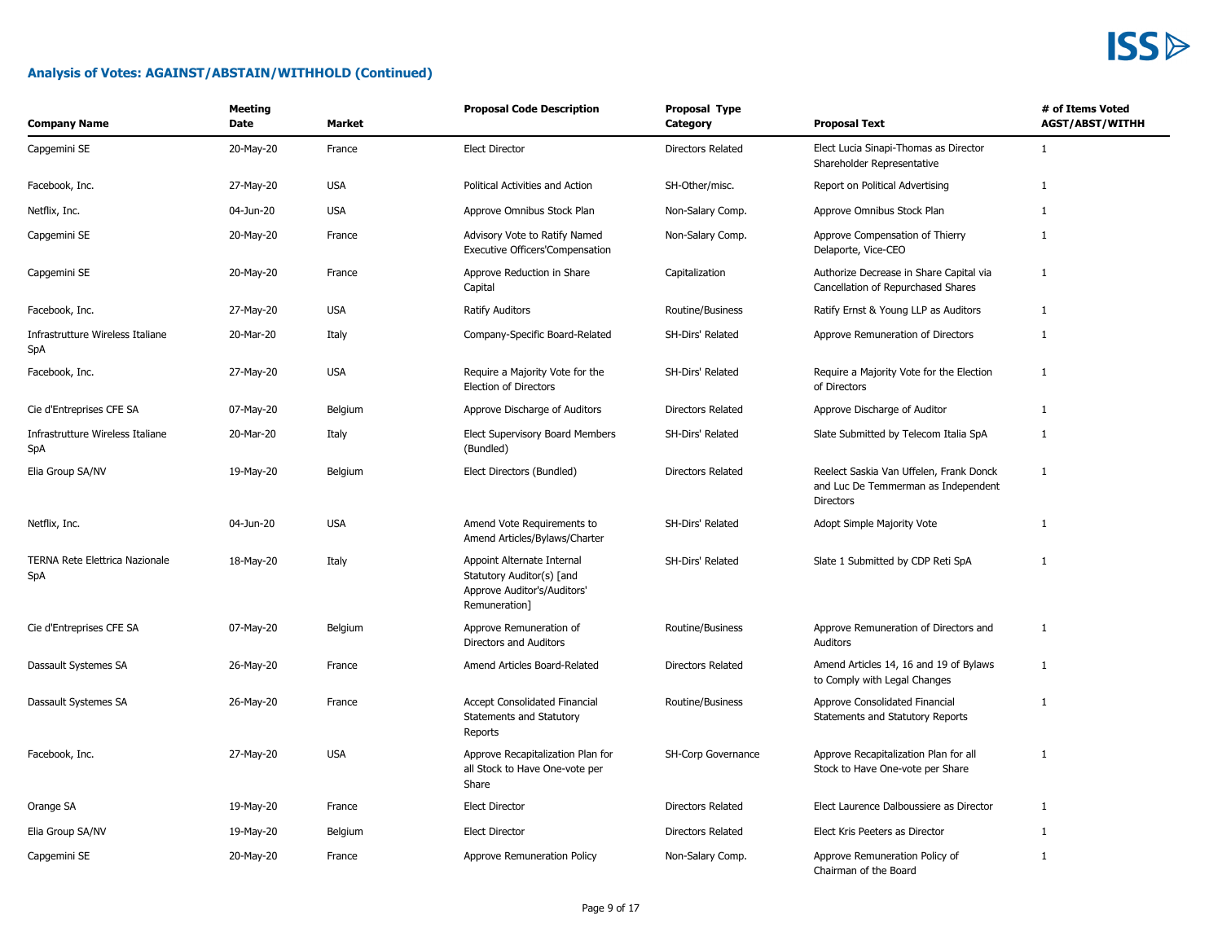## Analysis of Votes: AGAINST/ABSTAIN/WITHHOLD (Continued)

| Company Name | Meeting Date | Market | Proposal Code Description | Proposal Type Category | Proposal Text | # of Items Voted AGST/ABST/WITHH |
|---|---|---|---|---|---|---|
| Capgemini SE | 20-May-20 | France | Elect Director | Directors Related | Elect Lucia Sinapi-Thomas as Director Shareholder Representative | 1 |
| Facebook, Inc. | 27-May-20 | USA | Political Activities and Action | SH-Other/misc. | Report on Political Advertising | 1 |
| Netflix, Inc. | 04-Jun-20 | USA | Approve Omnibus Stock Plan | Non-Salary Comp. | Approve Omnibus Stock Plan | 1 |
| Capgemini SE | 20-May-20 | France | Advisory Vote to Ratify Named Executive Officers'Compensation | Non-Salary Comp. | Approve Compensation of Thierry Delaporte, Vice-CEO | 1 |
| Capgemini SE | 20-May-20 | France | Approve Reduction in Share Capital | Capitalization | Authorize Decrease in Share Capital via Cancellation of Repurchased Shares | 1 |
| Facebook, Inc. | 27-May-20 | USA | Ratify Auditors | Routine/Business | Ratify Ernst & Young LLP as Auditors | 1 |
| Infrastrutture Wireless Italiane SpA | 20-Mar-20 | Italy | Company-Specific Board-Related | SH-Dirs' Related | Approve Remuneration of Directors | 1 |
| Facebook, Inc. | 27-May-20 | USA | Require a Majority Vote for the Election of Directors | SH-Dirs' Related | Require a Majority Vote for the Election of Directors | 1 |
| Cie d'Entreprises CFE SA | 07-May-20 | Belgium | Approve Discharge of Auditors | Directors Related | Approve Discharge of Auditor | 1 |
| Infrastrutture Wireless Italiane SpA | 20-Mar-20 | Italy | Elect Supervisory Board Members (Bundled) | SH-Dirs' Related | Slate Submitted by Telecom Italia SpA | 1 |
| Elia Group SA/NV | 19-May-20 | Belgium | Elect Directors (Bundled) | Directors Related | Reelect Saskia Van Uffelen, Frank Donck and Luc De Temmerman as Independent Directors | 1 |
| Netflix, Inc. | 04-Jun-20 | USA | Amend Vote Requirements to Amend Articles/Bylaws/Charter | SH-Dirs' Related | Adopt Simple Majority Vote | 1 |
| TERNA Rete Elettrica Nazionale SpA | 18-May-20 | Italy | Appoint Alternate Internal Statutory Auditor(s) [and Approve Auditor's/Auditors' Remuneration] | SH-Dirs' Related | Slate 1 Submitted by CDP Reti SpA | 1 |
| Cie d'Entreprises CFE SA | 07-May-20 | Belgium | Approve Remuneration of Directors and Auditors | Routine/Business | Approve Remuneration of Directors and Auditors | 1 |
| Dassault Systemes SA | 26-May-20 | France | Amend Articles Board-Related | Directors Related | Amend Articles 14, 16 and 19 of Bylaws to Comply with Legal Changes | 1 |
| Dassault Systemes SA | 26-May-20 | France | Accept Consolidated Financial Statements and Statutory Reports | Routine/Business | Approve Consolidated Financial Statements and Statutory Reports | 1 |
| Facebook, Inc. | 27-May-20 | USA | Approve Recapitalization Plan for all Stock to Have One-vote per Share | SH-Corp Governance | Approve Recapitalization Plan for all Stock to Have One-vote per Share | 1 |
| Orange SA | 19-May-20 | France | Elect Director | Directors Related | Elect Laurence Dalboussiere as Director | 1 |
| Elia Group SA/NV | 19-May-20 | Belgium | Elect Director | Directors Related | Elect Kris Peeters as Director | 1 |
| Capgemini SE | 20-May-20 | France | Approve Remuneration Policy | Non-Salary Comp. | Approve Remuneration Policy of Chairman of the Board | 1 |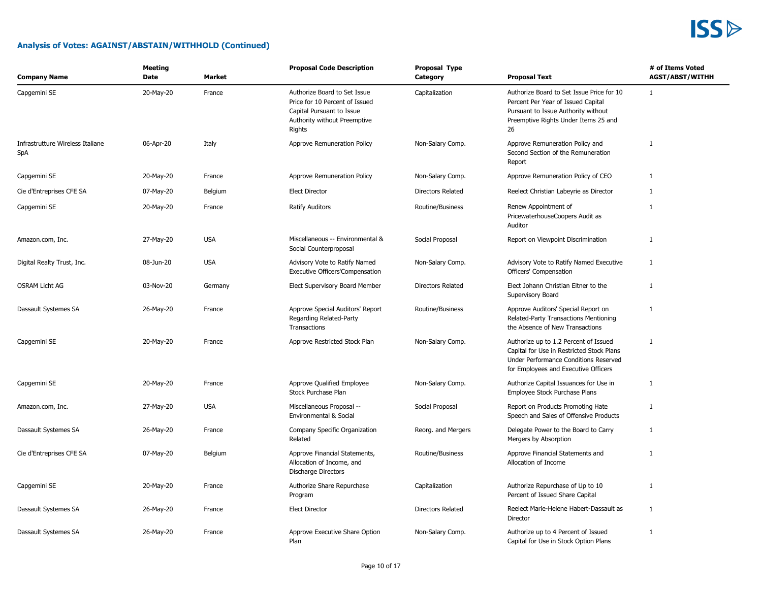## Analysis of Votes: AGAINST/ABSTAIN/WITHHOLD (Continued)

| Company Name | Meeting Date | Market | Proposal Code Description | Proposal Type Category | Proposal Text | # of Items Voted AGST/ABST/WITHH |
|---|---|---|---|---|---|---|
| Capgemini SE | 20-May-20 | France | Authorize Board to Set Issue Price for 10 Percent of Issued Capital Pursuant to Issue Authority without Preemptive Rights | Capitalization | Authorize Board to Set Issue Price for 10 Percent Per Year of Issued Capital Pursuant to Issue Authority without Preemptive Rights Under Items 25 and 26 | 1 |
| Infrastrutture Wireless Italiane SpA | 06-Apr-20 | Italy | Approve Remuneration Policy | Non-Salary Comp. | Approve Remuneration Policy and Second Section of the Remuneration Report | 1 |
| Capgemini SE | 20-May-20 | France | Approve Remuneration Policy | Non-Salary Comp. | Approve Remuneration Policy of CEO | 1 |
| Cie d'Entreprises CFE SA | 07-May-20 | Belgium | Elect Director | Directors Related | Reelect Christian Labeyrie as Director | 1 |
| Capgemini SE | 20-May-20 | France | Ratify Auditors | Routine/Business | Renew Appointment of PricewaterhouseCoopers Audit as Auditor | 1 |
| Amazon.com, Inc. | 27-May-20 | USA | Miscellaneous -- Environmental & Social Counterproposal | Social Proposal | Report on Viewpoint Discrimination | 1 |
| Digital Realty Trust, Inc. | 08-Jun-20 | USA | Advisory Vote to Ratify Named Executive Officers'Compensation | Non-Salary Comp. | Advisory Vote to Ratify Named Executive Officers' Compensation | 1 |
| OSRAM Licht AG | 03-Nov-20 | Germany | Elect Supervisory Board Member | Directors Related | Elect Johann Christian Eitner to the Supervisory Board | 1 |
| Dassault Systemes SA | 26-May-20 | France | Approve Special Auditors' Report Regarding Related-Party Transactions | Routine/Business | Approve Auditors' Special Report on Related-Party Transactions Mentioning the Absence of New Transactions | 1 |
| Capgemini SE | 20-May-20 | France | Approve Restricted Stock Plan | Non-Salary Comp. | Authorize up to 1.2 Percent of Issued Capital for Use in Restricted Stock Plans Under Performance Conditions Reserved for Employees and Executive Officers | 1 |
| Capgemini SE | 20-May-20 | France | Approve Qualified Employee Stock Purchase Plan | Non-Salary Comp. | Authorize Capital Issuances for Use in Employee Stock Purchase Plans | 1 |
| Amazon.com, Inc. | 27-May-20 | USA | Miscellaneous Proposal -- Environmental & Social | Social Proposal | Report on Products Promoting Hate Speech and Sales of Offensive Products | 1 |
| Dassault Systemes SA | 26-May-20 | France | Company Specific Organization Related | Reorg. and Mergers | Delegate Power to the Board to Carry Mergers by Absorption | 1 |
| Cie d'Entreprises CFE SA | 07-May-20 | Belgium | Approve Financial Statements, Allocation of Income, and Discharge Directors | Routine/Business | Approve Financial Statements and Allocation of Income | 1 |
| Capgemini SE | 20-May-20 | France | Authorize Share Repurchase Program | Capitalization | Authorize Repurchase of Up to 10 Percent of Issued Share Capital | 1 |
| Dassault Systemes SA | 26-May-20 | France | Elect Director | Directors Related | Reelect Marie-Helene Habert-Dassault as Director | 1 |
| Dassault Systemes SA | 26-May-20 | France | Approve Executive Share Option Plan | Non-Salary Comp. | Authorize up to 4 Percent of Issued Capital for Use in Stock Option Plans | 1 |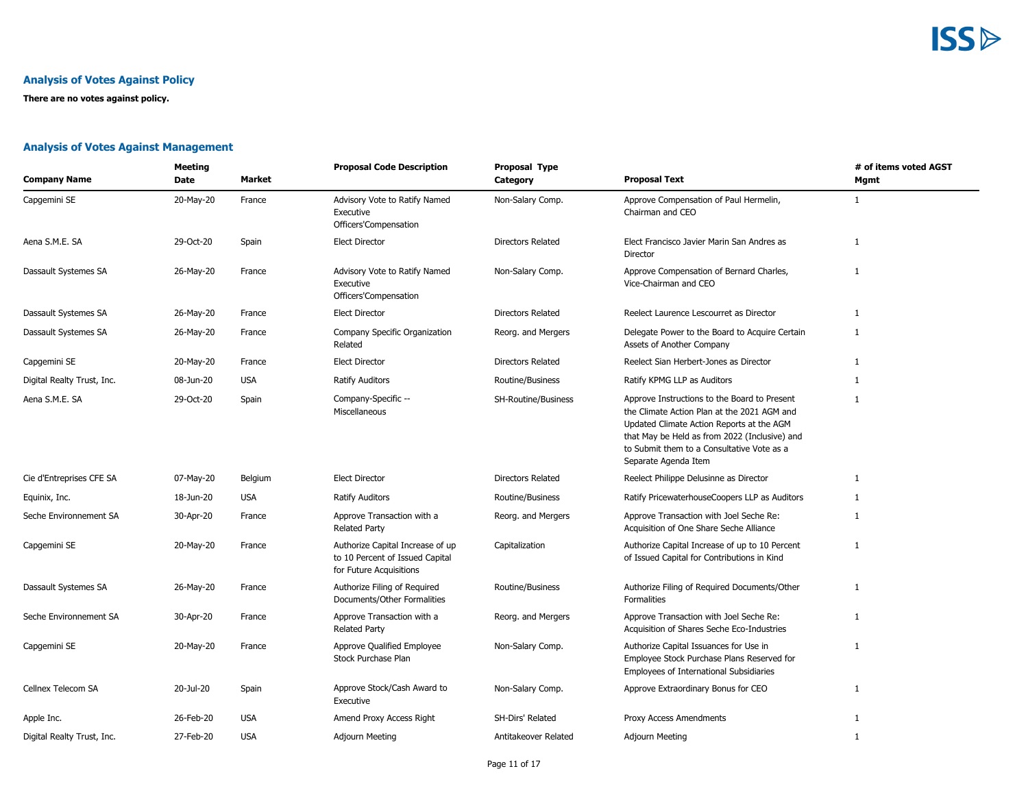## Analysis of Votes Against Policy

**There are no votes against policy.**

## Analysis of Votes Against Management

| Company Name | Meeting Date | Market | Proposal Code Description | Proposal Type Category | Proposal Text | # of items voted AGST Mgmt |
|---|---|---|---|---|---|---|
| Capgemini SE | 20-May-20 | France | Advisory Vote to Ratify Named Executive Officers'Compensation | Non-Salary Comp. | Approve Compensation of Paul Hermelin, Chairman and CEO | 1 |
| Aena S.M.E. SA | 29-Oct-20 | Spain | Elect Director | Directors Related | Elect Francisco Javier Marin San Andres as Director | 1 |
| Dassault Systemes SA | 26-May-20 | France | Advisory Vote to Ratify Named Executive Officers'Compensation | Non-Salary Comp. | Approve Compensation of Bernard Charles, Vice-Chairman and CEO | 1 |
| Dassault Systemes SA | 26-May-20 | France | Elect Director | Directors Related | Reelect Laurence Lescourret as Director | 1 |
| Dassault Systemes SA | 26-May-20 | France | Company Specific Organization Related | Reorg. and Mergers | Delegate Power to the Board to Acquire Certain Assets of Another Company | 1 |
| Capgemini SE | 20-May-20 | France | Elect Director | Directors Related | Reelect Sian Herbert-Jones as Director | 1 |
| Digital Realty Trust, Inc. | 08-Jun-20 | USA | Ratify Auditors | Routine/Business | Ratify KPMG LLP as Auditors | 1 |
| Aena S.M.E. SA | 29-Oct-20 | Spain | Company-Specific -- Miscellaneous | SH-Routine/Business | Approve Instructions to the Board to Present the Climate Action Plan at the 2021 AGM and Updated Climate Action Reports at the AGM that May be Held as from 2022 (Inclusive) and to Submit them to a Consultative Vote as a Separate Agenda Item | 1 |
| Cie d'Entreprises CFE SA | 07-May-20 | Belgium | Elect Director | Directors Related | Reelect Philippe Delusinne as Director | 1 |
| Equinix, Inc. | 18-Jun-20 | USA | Ratify Auditors | Routine/Business | Ratify PricewaterhouseCoopers LLP as Auditors | 1 |
| Seche Environnement SA | 30-Apr-20 | France | Approve Transaction with a Related Party | Reorg. and Mergers | Approve Transaction with Joel Seche Re: Acquisition of One Share Seche Alliance | 1 |
| Capgemini SE | 20-May-20 | France | Authorize Capital Increase of up to 10 Percent of Issued Capital for Future Acquisitions | Capitalization | Authorize Capital Increase of up to 10 Percent of Issued Capital for Contributions in Kind | 1 |
| Dassault Systemes SA | 26-May-20 | France | Authorize Filing of Required Documents/Other Formalities | Routine/Business | Authorize Filing of Required Documents/Other Formalities | 1 |
| Seche Environnement SA | 30-Apr-20 | France | Approve Transaction with a Related Party | Reorg. and Mergers | Approve Transaction with Joel Seche Re: Acquisition of Shares Seche Eco-Industries | 1 |
| Capgemini SE | 20-May-20 | France | Approve Qualified Employee Stock Purchase Plan | Non-Salary Comp. | Authorize Capital Issuances for Use in Employee Stock Purchase Plans Reserved for Employees of International Subsidiaries | 1 |
| Cellnex Telecom SA | 20-Jul-20 | Spain | Approve Stock/Cash Award to Executive | Non-Salary Comp. | Approve Extraordinary Bonus for CEO | 1 |
| Apple Inc. | 26-Feb-20 | USA | Amend Proxy Access Right | SH-Dirs' Related | Proxy Access Amendments | 1 |
| Digital Realty Trust, Inc. | 27-Feb-20 | USA | Adjourn Meeting | Antitakeover Related | Adjourn Meeting | 1 |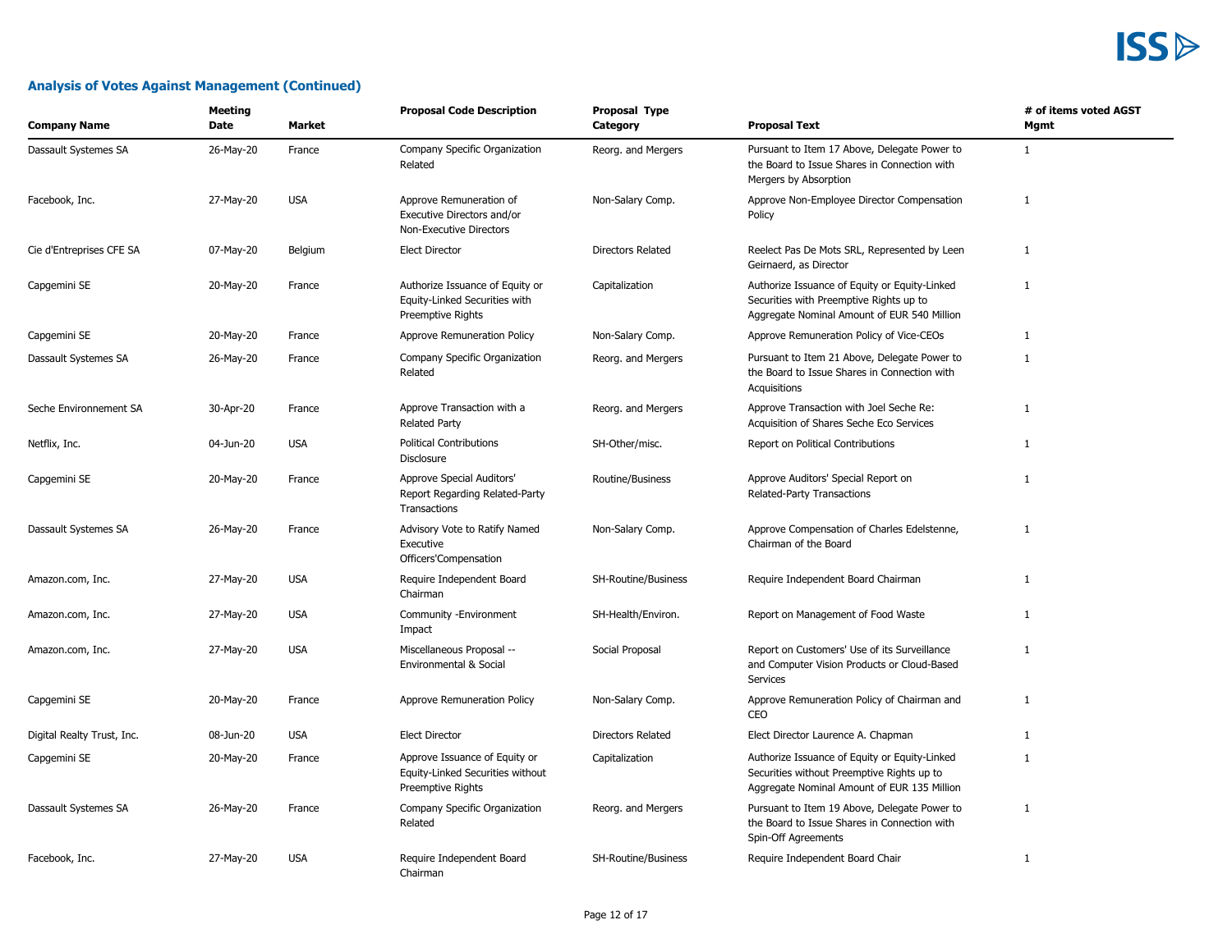## Analysis of Votes Against Management (Continued)

| Company Name | Meeting Date | Market | Proposal Code Description | Proposal Type Category | Proposal Text | # of items voted AGST Mgmt |
|---|---|---|---|---|---|---|
| Dassault Systemes SA | 26-May-20 | France | Company Specific Organization Related | Reorg. and Mergers | Pursuant to Item 17 Above, Delegate Power to the Board to Issue Shares in Connection with Mergers by Absorption | 1 |
| Facebook, Inc. | 27-May-20 | USA | Approve Remuneration of Executive Directors and/or Non-Executive Directors | Non-Salary Comp. | Approve Non-Employee Director Compensation Policy | 1 |
| Cie d'Entreprises CFE SA | 07-May-20 | Belgium | Elect Director | Directors Related | Reelect Pas De Mots SRL, Represented by Leen Geirnaerd, as Director | 1 |
| Capgemini SE | 20-May-20 | France | Authorize Issuance of Equity or Equity-Linked Securities with Preemptive Rights | Capitalization | Authorize Issuance of Equity or Equity-Linked Securities with Preemptive Rights up to Aggregate Nominal Amount of EUR 540 Million | 1 |
| Capgemini SE | 20-May-20 | France | Approve Remuneration Policy | Non-Salary Comp. | Approve Remuneration Policy of Vice-CEOs | 1 |
| Dassault Systemes SA | 26-May-20 | France | Company Specific Organization Related | Reorg. and Mergers | Pursuant to Item 21 Above, Delegate Power to the Board to Issue Shares in Connection with Acquisitions | 1 |
| Seche Environnement SA | 30-Apr-20 | France | Approve Transaction with a Related Party | Reorg. and Mergers | Approve Transaction with Joel Seche Re: Acquisition of Shares Seche Eco Services | 1 |
| Netflix, Inc. | 04-Jun-20 | USA | Political Contributions Disclosure | SH-Other/misc. | Report on Political Contributions | 1 |
| Capgemini SE | 20-May-20 | France | Approve Special Auditors' Report Regarding Related-Party Transactions | Routine/Business | Approve Auditors' Special Report on Related-Party Transactions | 1 |
| Dassault Systemes SA | 26-May-20 | France | Advisory Vote to Ratify Named Executive Officers'Compensation | Non-Salary Comp. | Approve Compensation of Charles Edelstenne, Chairman of the Board | 1 |
| Amazon.com, Inc. | 27-May-20 | USA | Require Independent Board Chairman | SH-Routine/Business | Require Independent Board Chairman | 1 |
| Amazon.com, Inc. | 27-May-20 | USA | Community -Environment Impact | SH-Health/Environ. | Report on Management of Food Waste | 1 |
| Amazon.com, Inc. | 27-May-20 | USA | Miscellaneous Proposal -- Environmental & Social | Social Proposal | Report on Customers' Use of its Surveillance and Computer Vision Products or Cloud-Based Services | 1 |
| Capgemini SE | 20-May-20 | France | Approve Remuneration Policy | Non-Salary Comp. | Approve Remuneration Policy of Chairman and CEO | 1 |
| Digital Realty Trust, Inc. | 08-Jun-20 | USA | Elect Director | Directors Related | Elect Director Laurence A. Chapman | 1 |
| Capgemini SE | 20-May-20 | France | Approve Issuance of Equity or Equity-Linked Securities without Preemptive Rights | Capitalization | Authorize Issuance of Equity or Equity-Linked Securities without Preemptive Rights up to Aggregate Nominal Amount of EUR 135 Million | 1 |
| Dassault Systemes SA | 26-May-20 | France | Company Specific Organization Related | Reorg. and Mergers | Pursuant to Item 19 Above, Delegate Power to the Board to Issue Shares in Connection with Spin-Off Agreements | 1 |
| Facebook, Inc. | 27-May-20 | USA | Require Independent Board Chairman | SH-Routine/Business | Require Independent Board Chair | 1 |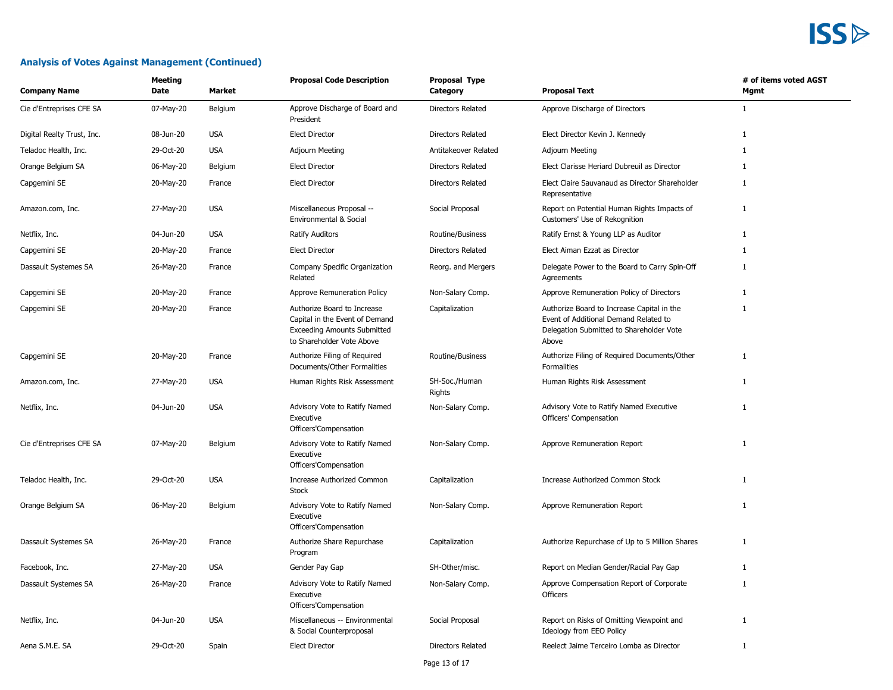## Analysis of Votes Against Management (Continued)

| Company Name | Meeting Date | Market | Proposal Code Description | Proposal Type Category | Proposal Text | # of items voted AGST Mgmt |
|---|---|---|---|---|---|---|
| Cie d'Entreprises CFE SA | 07-May-20 | Belgium | Approve Discharge of Board and President | Directors Related | Approve Discharge of Directors | 1 |
| Digital Realty Trust, Inc. | 08-Jun-20 | USA | Elect Director | Directors Related | Elect Director Kevin J. Kennedy | 1 |
| Teladoc Health, Inc. | 29-Oct-20 | USA | Adjourn Meeting | Antitakeover Related | Adjourn Meeting | 1 |
| Orange Belgium SA | 06-May-20 | Belgium | Elect Director | Directors Related | Elect Clarisse Heriard Dubreuil as Director | 1 |
| Capgemini SE | 20-May-20 | France | Elect Director | Directors Related | Elect Claire Sauvanaud as Director Shareholder Representative | 1 |
| Amazon.com, Inc. | 27-May-20 | USA | Miscellaneous Proposal -- Environmental & Social | Social Proposal | Report on Potential Human Rights Impacts of Customers' Use of Rekognition | 1 |
| Netflix, Inc. | 04-Jun-20 | USA | Ratify Auditors | Routine/Business | Ratify Ernst & Young LLP as Auditor | 1 |
| Capgemini SE | 20-May-20 | France | Elect Director | Directors Related | Elect Aiman Ezzat as Director | 1 |
| Dassault Systemes SA | 26-May-20 | France | Company Specific Organization Related | Reorg. and Mergers | Delegate Power to the Board to Carry Spin-Off Agreements | 1 |
| Capgemini SE | 20-May-20 | France | Approve Remuneration Policy | Non-Salary Comp. | Approve Remuneration Policy of Directors | 1 |
| Capgemini SE | 20-May-20 | France | Authorize Board to Increase Capital in the Event of Demand Exceeding Amounts Submitted to Shareholder Vote Above | Capitalization | Authorize Board to Increase Capital in the Event of Additional Demand Related to Delegation Submitted to Shareholder Vote Above | 1 |
| Capgemini SE | 20-May-20 | France | Authorize Filing of Required Documents/Other Formalities | Routine/Business | Authorize Filing of Required Documents/Other Formalities | 1 |
| Amazon.com, Inc. | 27-May-20 | USA | Human Rights Risk Assessment | SH-Soc./Human Rights | Human Rights Risk Assessment | 1 |
| Netflix, Inc. | 04-Jun-20 | USA | Advisory Vote to Ratify Named Executive Officers'Compensation | Non-Salary Comp. | Advisory Vote to Ratify Named Executive Officers' Compensation | 1 |
| Cie d'Entreprises CFE SA | 07-May-20 | Belgium | Advisory Vote to Ratify Named Executive Officers'Compensation | Non-Salary Comp. | Approve Remuneration Report | 1 |
| Teladoc Health, Inc. | 29-Oct-20 | USA | Increase Authorized Common Stock | Capitalization | Increase Authorized Common Stock | 1 |
| Orange Belgium SA | 06-May-20 | Belgium | Advisory Vote to Ratify Named Executive Officers'Compensation | Non-Salary Comp. | Approve Remuneration Report | 1 |
| Dassault Systemes SA | 26-May-20 | France | Authorize Share Repurchase Program | Capitalization | Authorize Repurchase of Up to 5 Million Shares | 1 |
| Facebook, Inc. | 27-May-20 | USA | Gender Pay Gap | SH-Other/misc. | Report on Median Gender/Racial Pay Gap | 1 |
| Dassault Systemes SA | 26-May-20 | France | Advisory Vote to Ratify Named Executive Officers'Compensation | Non-Salary Comp. | Approve Compensation Report of Corporate Officers | 1 |
| Netflix, Inc. | 04-Jun-20 | USA | Miscellaneous -- Environmental & Social Counterproposal | Social Proposal | Report on Risks of Omitting Viewpoint and Ideology from EEO Policy | 1 |
| Aena S.M.E. SA | 29-Oct-20 | Spain | Elect Director | Directors Related | Reelect Jaime Terceiro Lomba as Director | 1 |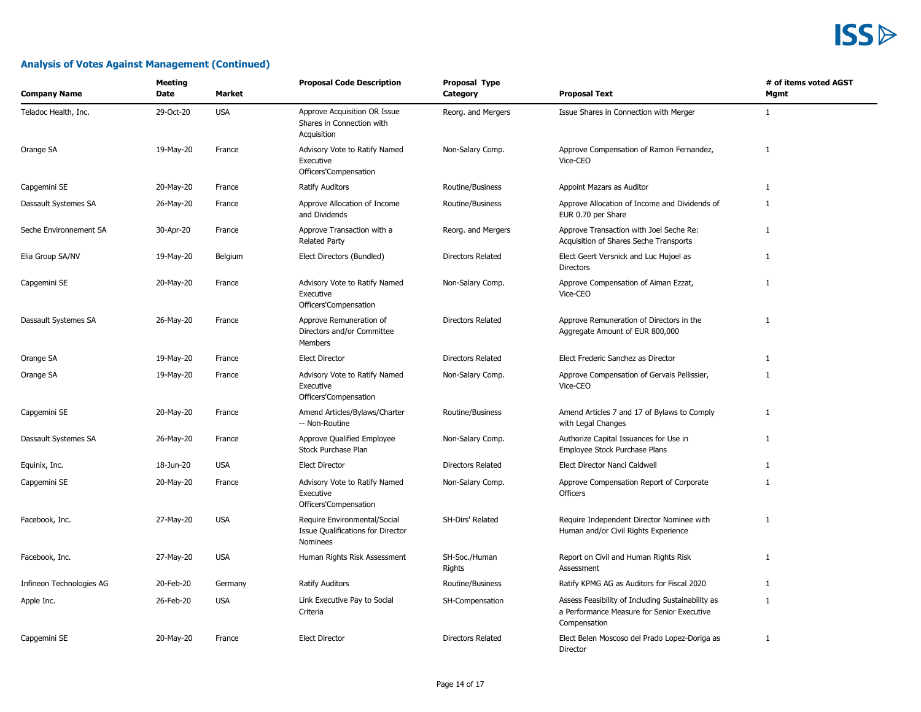## Analysis of Votes Against Management (Continued)

| Company Name | Meeting Date | Market | Proposal Code Description | Proposal Type Category | Proposal Text | # of items voted AGST Mgmt |
|---|---|---|---|---|---|---|
| Teladoc Health, Inc. | 29-Oct-20 | USA | Approve Acquisition OR Issue Shares in Connection with Acquisition | Reorg. and Mergers | Issue Shares in Connection with Merger | 1 |
| Orange SA | 19-May-20 | France | Advisory Vote to Ratify Named Executive Officers'Compensation | Non-Salary Comp. | Approve Compensation of Ramon Fernandez, Vice-CEO | 1 |
| Capgemini SE | 20-May-20 | France | Ratify Auditors | Routine/Business | Appoint Mazars as Auditor | 1 |
| Dassault Systemes SA | 26-May-20 | France | Approve Allocation of Income and Dividends | Routine/Business | Approve Allocation of Income and Dividends of EUR 0.70 per Share | 1 |
| Seche Environnement SA | 30-Apr-20 | France | Approve Transaction with a Related Party | Reorg. and Mergers | Approve Transaction with Joel Seche Re: Acquisition of Shares Seche Transports | 1 |
| Elia Group SA/NV | 19-May-20 | Belgium | Elect Directors (Bundled) | Directors Related | Elect Geert Versnick and Luc Hujoel as Directors | 1 |
| Capgemini SE | 20-May-20 | France | Advisory Vote to Ratify Named Executive Officers'Compensation | Non-Salary Comp. | Approve Compensation of Aiman Ezzat, Vice-CEO | 1 |
| Dassault Systemes SA | 26-May-20 | France | Approve Remuneration of Directors and/or Committee Members | Directors Related | Approve Remuneration of Directors in the Aggregate Amount of EUR 800,000 | 1 |
| Orange SA | 19-May-20 | France | Elect Director | Directors Related | Elect Frederic Sanchez as Director | 1 |
| Orange SA | 19-May-20 | France | Advisory Vote to Ratify Named Executive Officers'Compensation | Non-Salary Comp. | Approve Compensation of Gervais Pellissier, Vice-CEO | 1 |
| Capgemini SE | 20-May-20 | France | Amend Articles/Bylaws/Charter -- Non-Routine | Routine/Business | Amend Articles 7 and 17 of Bylaws to Comply with Legal Changes | 1 |
| Dassault Systemes SA | 26-May-20 | France | Approve Qualified Employee Stock Purchase Plan | Non-Salary Comp. | Authorize Capital Issuances for Use in Employee Stock Purchase Plans | 1 |
| Equinix, Inc. | 18-Jun-20 | USA | Elect Director | Directors Related | Elect Director Nanci Caldwell | 1 |
| Capgemini SE | 20-May-20 | France | Advisory Vote to Ratify Named Executive Officers'Compensation | Non-Salary Comp. | Approve Compensation Report of Corporate Officers | 1 |
| Facebook, Inc. | 27-May-20 | USA | Require Environmental/Social Issue Qualifications for Director Nominees | SH-Dirs' Related | Require Independent Director Nominee with Human and/or Civil Rights Experience | 1 |
| Facebook, Inc. | 27-May-20 | USA | Human Rights Risk Assessment | SH-Soc./Human Rights | Report on Civil and Human Rights Risk Assessment | 1 |
| Infineon Technologies AG | 20-Feb-20 | Germany | Ratify Auditors | Routine/Business | Ratify KPMG AG as Auditors for Fiscal 2020 | 1 |
| Apple Inc. | 26-Feb-20 | USA | Link Executive Pay to Social Criteria | SH-Compensation | Assess Feasibility of Including Sustainability as a Performance Measure for Senior Executive Compensation | 1 |
| Capgemini SE | 20-May-20 | France | Elect Director | Directors Related | Elect Belen Moscoso del Prado Lopez-Doriga as Director | 1 |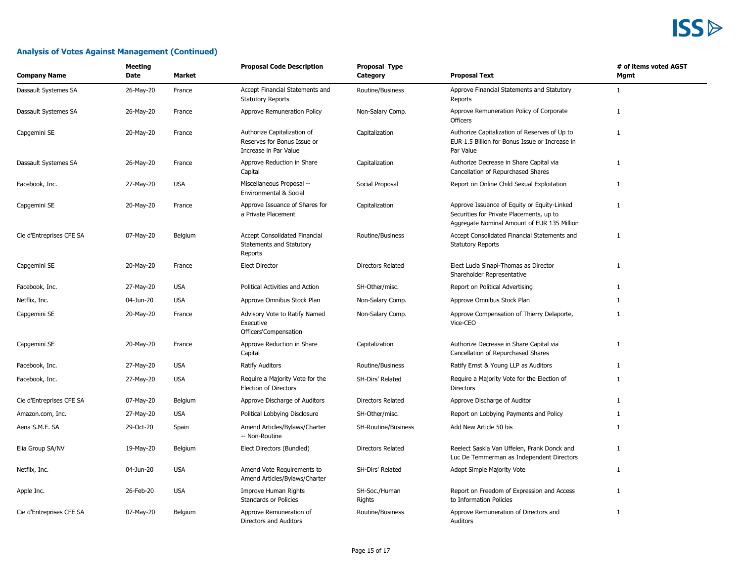## Analysis of Votes Against Management (Continued)

| Company Name | Meeting Date | Market | Proposal Code Description | Proposal Type Category | Proposal Text | # of items voted AGST Mgmt |
|---|---|---|---|---|---|---|
| Dassault Systemes SA | 26-May-20 | France | Accept Financial Statements and Statutory Reports | Routine/Business | Approve Financial Statements and Statutory Reports | 1 |
| Dassault Systemes SA | 26-May-20 | France | Approve Remuneration Policy | Non-Salary Comp. | Approve Remuneration Policy of Corporate Officers | 1 |
| Capgemini SE | 20-May-20 | France | Authorize Capitalization of Reserves for Bonus Issue or Increase in Par Value | Capitalization | Authorize Capitalization of Reserves of Up to EUR 1.5 Billion for Bonus Issue or Increase in Par Value | 1 |
| Dassault Systemes SA | 26-May-20 | France | Approve Reduction in Share Capital | Capitalization | Authorize Decrease in Share Capital via Cancellation of Repurchased Shares | 1 |
| Facebook, Inc. | 27-May-20 | USA | Miscellaneous Proposal -- Environmental & Social | Social Proposal | Report on Online Child Sexual Exploitation | 1 |
| Capgemini SE | 20-May-20 | France | Approve Issuance of Shares for a Private Placement | Capitalization | Approve Issuance of Equity or Equity-Linked Securities for Private Placements, up to Aggregate Nominal Amount of EUR 135 Million | 1 |
| Cie d'Entreprises CFE SA | 07-May-20 | Belgium | Accept Consolidated Financial Statements and Statutory Reports | Routine/Business | Accept Consolidated Financial Statements and Statutory Reports | 1 |
| Capgemini SE | 20-May-20 | France | Elect Director | Directors Related | Elect Lucia Sinapi-Thomas as Director Shareholder Representative | 1 |
| Facebook, Inc. | 27-May-20 | USA | Political Activities and Action | SH-Other/misc. | Report on Political Advertising | 1 |
| Netflix, Inc. | 04-Jun-20 | USA | Approve Omnibus Stock Plan | Non-Salary Comp. | Approve Omnibus Stock Plan | 1 |
| Capgemini SE | 20-May-20 | France | Advisory Vote to Ratify Named Executive Officers'Compensation | Non-Salary Comp. | Approve Compensation of Thierry Delaporte, Vice-CEO | 1 |
| Capgemini SE | 20-May-20 | France | Approve Reduction in Share Capital | Capitalization | Authorize Decrease in Share Capital via Cancellation of Repurchased Shares | 1 |
| Facebook, Inc. | 27-May-20 | USA | Ratify Auditors | Routine/Business | Ratify Ernst & Young LLP as Auditors | 1 |
| Facebook, Inc. | 27-May-20 | USA | Require a Majority Vote for the Election of Directors | SH-Dirs' Related | Require a Majority Vote for the Election of Directors | 1 |
| Cie d'Entreprises CFE SA | 07-May-20 | Belgium | Approve Discharge of Auditors | Directors Related | Approve Discharge of Auditor | 1 |
| Amazon.com, Inc. | 27-May-20 | USA | Political Lobbying Disclosure | SH-Other/misc. | Report on Lobbying Payments and Policy | 1 |
| Aena S.M.E. SA | 29-Oct-20 | Spain | Amend Articles/Bylaws/Charter -- Non-Routine | SH-Routine/Business | Add New Article 50 bis | 1 |
| Elia Group SA/NV | 19-May-20 | Belgium | Elect Directors (Bundled) | Directors Related | Reelect Saskia Van Uffelen, Frank Donck and Luc De Temmerman as Independent Directors | 1 |
| Netflix, Inc. | 04-Jun-20 | USA | Amend Vote Requirements to Amend Articles/Bylaws/Charter | SH-Dirs' Related | Adopt Simple Majority Vote | 1 |
| Apple Inc. | 26-Feb-20 | USA | Improve Human Rights Standards or Policies | SH-Soc./Human Rights | Report on Freedom of Expression and Access to Information Policies | 1 |
| Cie d'Entreprises CFE SA | 07-May-20 | Belgium | Approve Remuneration of Directors and Auditors | Routine/Business | Approve Remuneration of Directors and Auditors | 1 |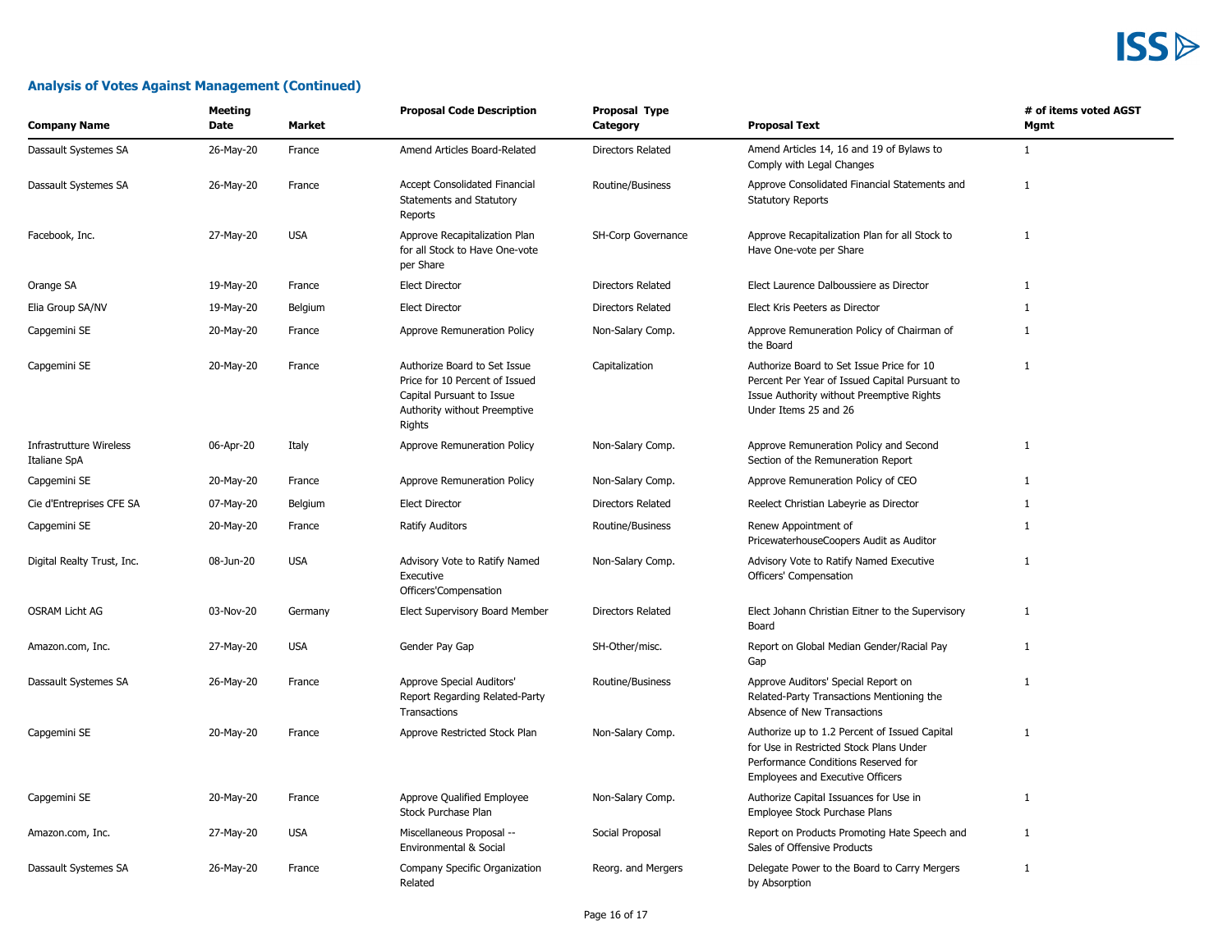## Analysis of Votes Against Management (Continued)

| Company Name | Meeting Date | Market | Proposal Code Description | Proposal Type Category | Proposal Text | # of items voted AGST Mgmt |
|---|---|---|---|---|---|---|
| Dassault Systemes SA | 26-May-20 | France | Amend Articles Board-Related | Directors Related | Amend Articles 14, 16 and 19 of Bylaws to Comply with Legal Changes | 1 |
| Dassault Systemes SA | 26-May-20 | France | Accept Consolidated Financial Statements and Statutory Reports | Routine/Business | Approve Consolidated Financial Statements and Statutory Reports | 1 |
| Facebook, Inc. | 27-May-20 | USA | Approve Recapitalization Plan for all Stock to Have One-vote per Share | SH-Corp Governance | Approve Recapitalization Plan for all Stock to Have One-vote per Share | 1 |
| Orange SA | 19-May-20 | France | Elect Director | Directors Related | Elect Laurence Dalboussiere as Director | 1 |
| Elia Group SA/NV | 19-May-20 | Belgium | Elect Director | Directors Related | Elect Kris Peeters as Director | 1 |
| Capgemini SE | 20-May-20 | France | Approve Remuneration Policy | Non-Salary Comp. | Approve Remuneration Policy of Chairman of the Board | 1 |
| Capgemini SE | 20-May-20 | France | Authorize Board to Set Issue Price for 10 Percent of Issued Capital Pursuant to Issue Authority without Preemptive Rights | Capitalization | Authorize Board to Set Issue Price for 10 Percent Per Year of Issued Capital Pursuant to Issue Authority without Preemptive Rights Under Items 25 and 26 | 1 |
| Infrastrutture Wireless Italiane SpA | 06-Apr-20 | Italy | Approve Remuneration Policy | Non-Salary Comp. | Approve Remuneration Policy and Second Section of the Remuneration Report | 1 |
| Capgemini SE | 20-May-20 | France | Approve Remuneration Policy | Non-Salary Comp. | Approve Remuneration Policy of CEO | 1 |
| Cie d'Entreprises CFE SA | 07-May-20 | Belgium | Elect Director | Directors Related | Reelect Christian Labeyrie as Director | 1 |
| Capgemini SE | 20-May-20 | France | Ratify Auditors | Routine/Business | Renew Appointment of PricewaterhouseCoopers Audit as Auditor | 1 |
| Digital Realty Trust, Inc. | 08-Jun-20 | USA | Advisory Vote to Ratify Named Executive Officers'Compensation | Non-Salary Comp. | Advisory Vote to Ratify Named Executive Officers' Compensation | 1 |
| OSRAM Licht AG | 03-Nov-20 | Germany | Elect Supervisory Board Member | Directors Related | Elect Johann Christian Eitner to the Supervisory Board | 1 |
| Amazon.com, Inc. | 27-May-20 | USA | Gender Pay Gap | SH-Other/misc. | Report on Global Median Gender/Racial Pay Gap | 1 |
| Dassault Systemes SA | 26-May-20 | France | Approve Special Auditors' Report Regarding Related-Party Transactions | Routine/Business | Approve Auditors' Special Report on Related-Party Transactions Mentioning the Absence of New Transactions | 1 |
| Capgemini SE | 20-May-20 | France | Approve Restricted Stock Plan | Non-Salary Comp. | Authorize up to 1.2 Percent of Issued Capital for Use in Restricted Stock Plans Under Performance Conditions Reserved for Employees and Executive Officers | 1 |
| Capgemini SE | 20-May-20 | France | Approve Qualified Employee Stock Purchase Plan | Non-Salary Comp. | Authorize Capital Issuances for Use in Employee Stock Purchase Plans | 1 |
| Amazon.com, Inc. | 27-May-20 | USA | Miscellaneous Proposal -- Environmental & Social | Social Proposal | Report on Products Promoting Hate Speech and Sales of Offensive Products | 1 |
| Dassault Systemes SA | 26-May-20 | France | Company Specific Organization Related | Reorg. and Mergers | Delegate Power to the Board to Carry Mergers by Absorption | 1 |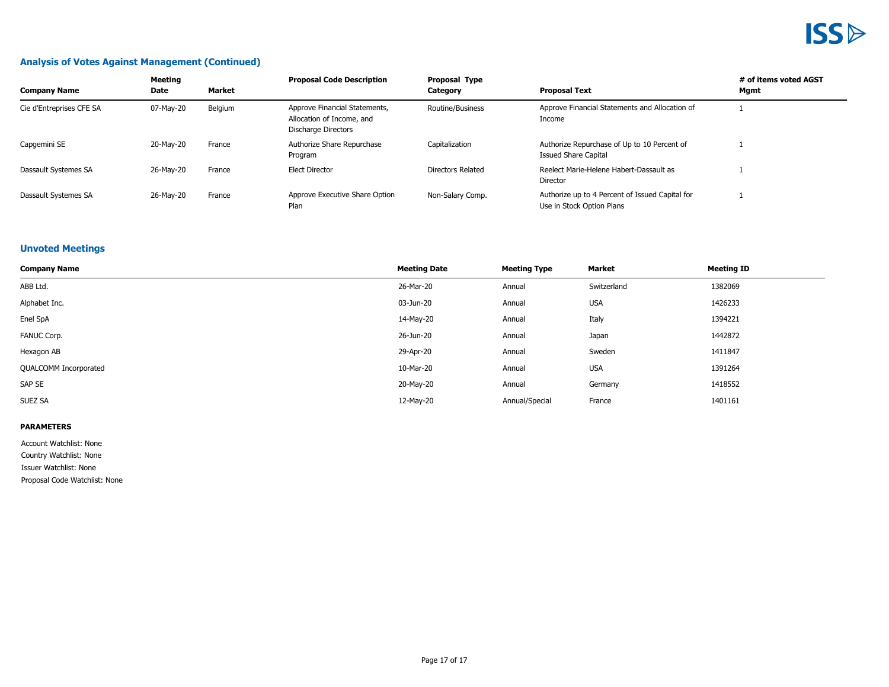## Analysis of Votes Against Management (Continued)

| Company Name | Meeting Date | Market | Proposal Code Description | Proposal Type Category | Proposal Text | # of items voted AGST Mgmt |
|---|---|---|---|---|---|---|
| Cie d'Entreprises CFE SA | 07-May-20 | Belgium | Approve Financial Statements, Allocation of Income, and Discharge Directors | Routine/Business | Approve Financial Statements and Allocation of Income | 1 |
| Capgemini SE | 20-May-20 | France | Authorize Share Repurchase Program | Capitalization | Authorize Repurchase of Up to 10 Percent of Issued Share Capital | 1 |
| Dassault Systemes SA | 26-May-20 | France | Elect Director | Directors Related | Reelect Marie-Helene Habert-Dassault as Director | 1 |
| Dassault Systemes SA | 26-May-20 | France | Approve Executive Share Option Plan | Non-Salary Comp. | Authorize up to 4 Percent of Issued Capital for Use in Stock Option Plans | 1 |

## Unvoted Meetings

| Company Name | Meeting Date | Meeting Type | Market | Meeting ID |
|---|---|---|---|---|
| ABB Ltd. | 26-Mar-20 | Annual | Switzerland | 1382069 |
| Alphabet Inc. | 03-Jun-20 | Annual | USA | 1426233 |
| Enel SpA | 14-May-20 | Annual | Italy | 1394221 |
| FANUC Corp. | 26-Jun-20 | Annual | Japan | 1442872 |
| Hexagon AB | 29-Apr-20 | Annual | Sweden | 1411847 |
| QUALCOMM Incorporated | 10-Mar-20 | Annual | USA | 1391264 |
| SAP SE | 20-May-20 | Annual | Germany | 1418552 |
| SUEZ SA | 12-May-20 | Annual/Special | France | 1401161 |

**PARAMETERS**

Account Watchlist: None
Country Watchlist: None
Issuer Watchlist: None
Proposal Code Watchlist: None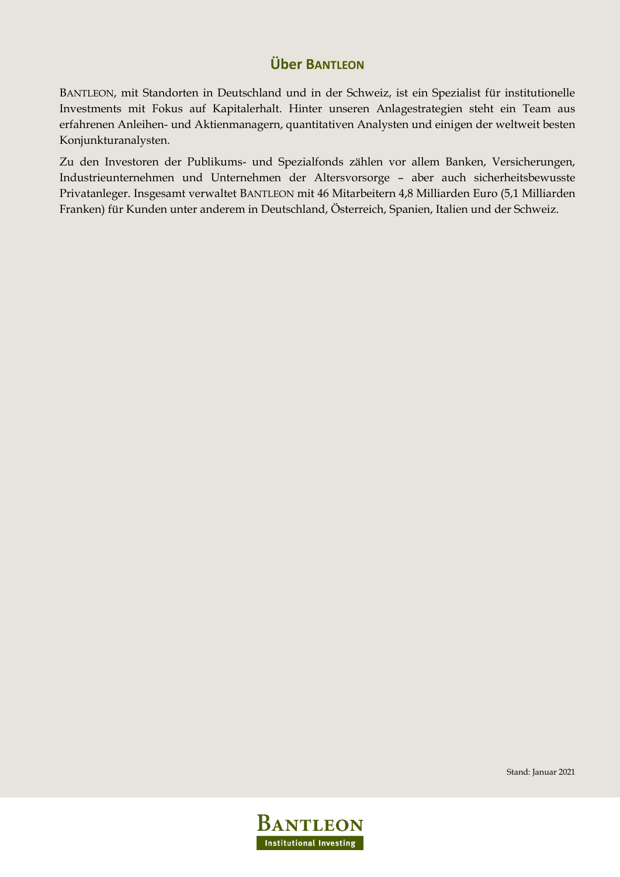## Über BANTLEON

BANTLEON, mit Standorten in Deutschland und in der Schweiz, ist ein Spezialist für institutionelle Investments mit Fokus auf Kapitalerhalt. Hinter unseren Anlagestrategien steht ein Team aus erfahrenen Anleihen- und Aktienmanagern, quantitativen Analysten und einigen der weltweit besten Konjunkturanalysten.

Zu den Investoren der Publikums- und Spezialfonds zählen vor allem Banken, Versicherungen, Industrieunternehmen und Unternehmen der Altersvorsorge – aber auch sicherheitsbewusste Privatanleger. Insgesamt verwaltet BANTLEON mit 46 Mitarbeitern 4,8 Milliarden Euro (5,1 Milliarden Franken) für Kunden unter anderem in Deutschland, Österreich, Spanien, Italien und der Schweiz.

Stand: Januar 2021

BANTLEON
Institutional Investing